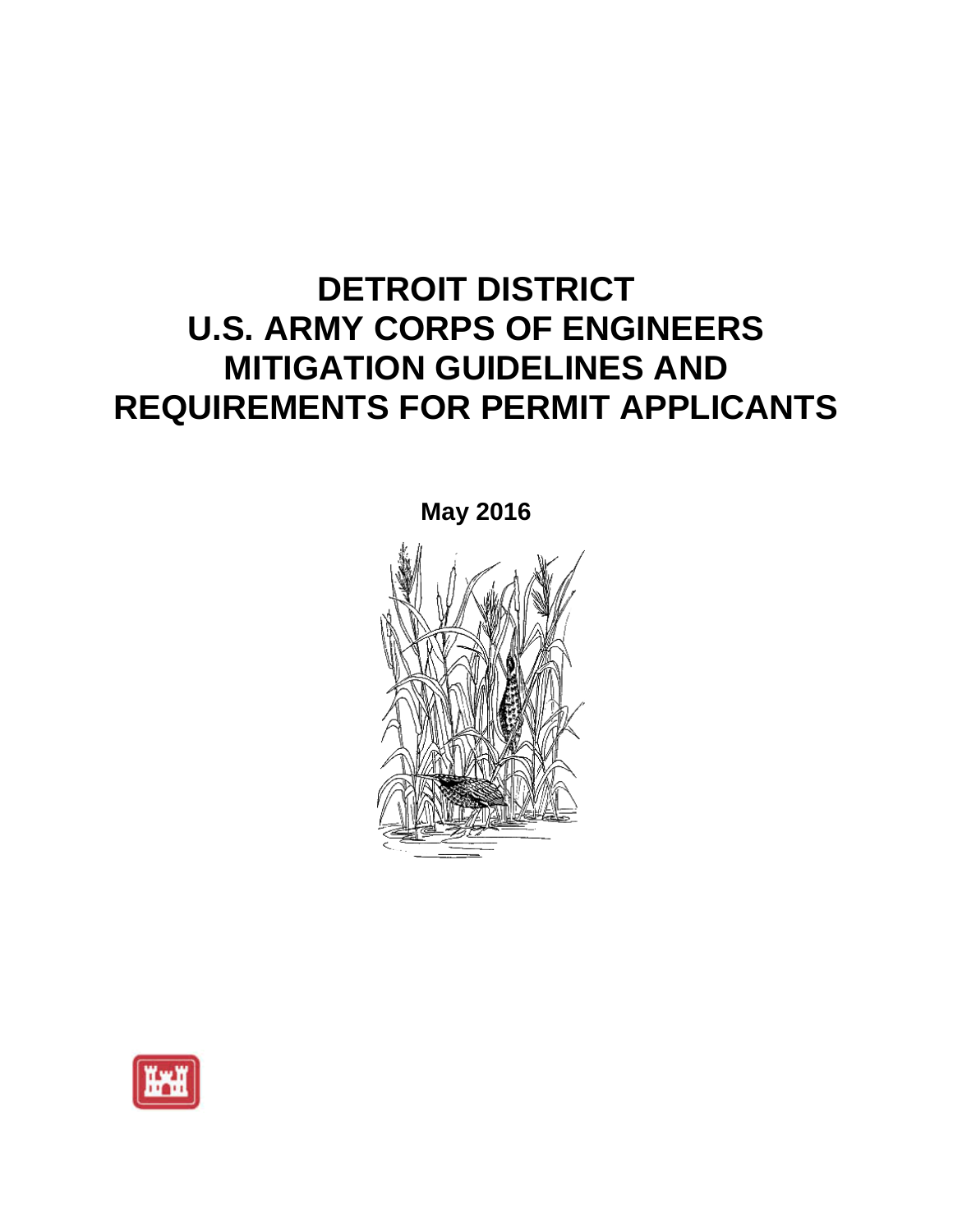# DETROIT DISTRICT
# U.S. ARMY CORPS OF ENGINEERS
# MITIGATION GUIDELINES AND
# REQUIREMENTS FOR PERMIT APPLICANTS

**May 2016**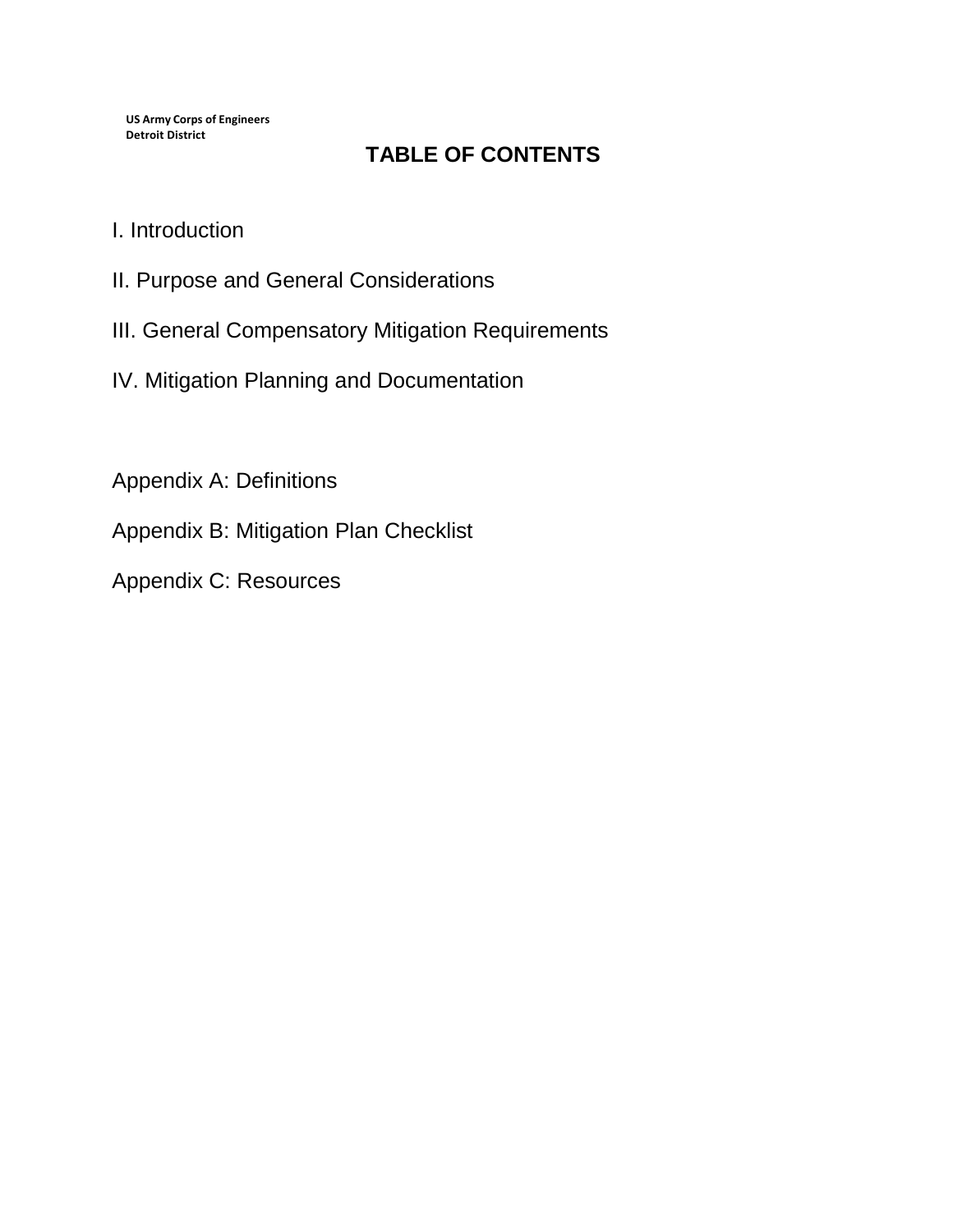US Army Corps of Engineers
Detroit District

# TABLE OF CONTENTS

I. Introduction

II. Purpose and General Considerations

III. General Compensatory Mitigation Requirements

IV. Mitigation Planning and Documentation

Appendix A: Definitions

Appendix B: Mitigation Plan Checklist

Appendix C: Resources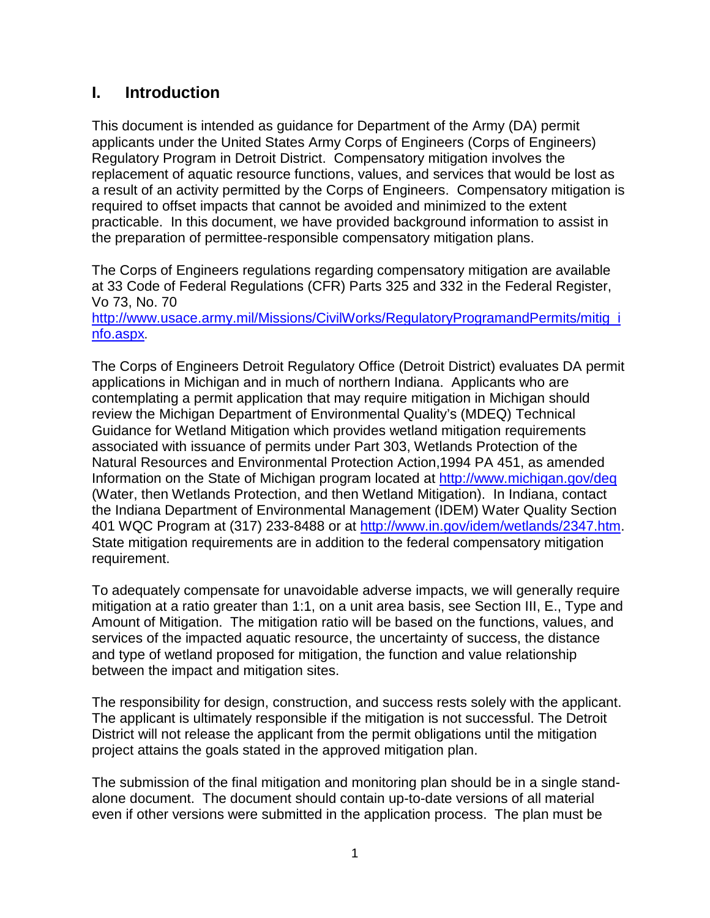## I. Introduction

This document is intended as guidance for Department of the Army (DA) permit applicants under the United States Army Corps of Engineers (Corps of Engineers) Regulatory Program in Detroit District. Compensatory mitigation involves the replacement of aquatic resource functions, values, and services that would be lost as a result of an activity permitted by the Corps of Engineers. Compensatory mitigation is required to offset impacts that cannot be avoided and minimized to the extent practicable. In this document, we have provided background information to assist in the preparation of permittee-responsible compensatory mitigation plans.

The Corps of Engineers regulations regarding compensatory mitigation are available at 33 Code of Federal Regulations (CFR) Parts 325 and 332 in the Federal Register, Vo 73, No. 70 http://www.usace.army.mil/Missions/CivilWorks/RegulatoryProgramandPermits/mitig_info.aspx.

The Corps of Engineers Detroit Regulatory Office (Detroit District) evaluates DA permit applications in Michigan and in much of northern Indiana. Applicants who are contemplating a permit application that may require mitigation in Michigan should review the Michigan Department of Environmental Quality's (MDEQ) Technical Guidance for Wetland Mitigation which provides wetland mitigation requirements associated with issuance of permits under Part 303, Wetlands Protection of the Natural Resources and Environmental Protection Action,1994 PA 451, as amended Information on the State of Michigan program located at http://www.michigan.gov/deq (Water, then Wetlands Protection, and then Wetland Mitigation). In Indiana, contact the Indiana Department of Environmental Management (IDEM) Water Quality Section 401 WQC Program at (317) 233-8488 or at http://www.in.gov/idem/wetlands/2347.htm. State mitigation requirements are in addition to the federal compensatory mitigation requirement.

To adequately compensate for unavoidable adverse impacts, we will generally require mitigation at a ratio greater than 1:1, on a unit area basis, see Section III, E., Type and Amount of Mitigation. The mitigation ratio will be based on the functions, values, and services of the impacted aquatic resource, the uncertainty of success, the distance and type of wetland proposed for mitigation, the function and value relationship between the impact and mitigation sites.

The responsibility for design, construction, and success rests solely with the applicant. The applicant is ultimately responsible if the mitigation is not successful. The Detroit District will not release the applicant from the permit obligations until the mitigation project attains the goals stated in the approved mitigation plan.

The submission of the final mitigation and monitoring plan should be in a single stand-alone document. The document should contain up-to-date versions of all material even if other versions were submitted in the application process. The plan must be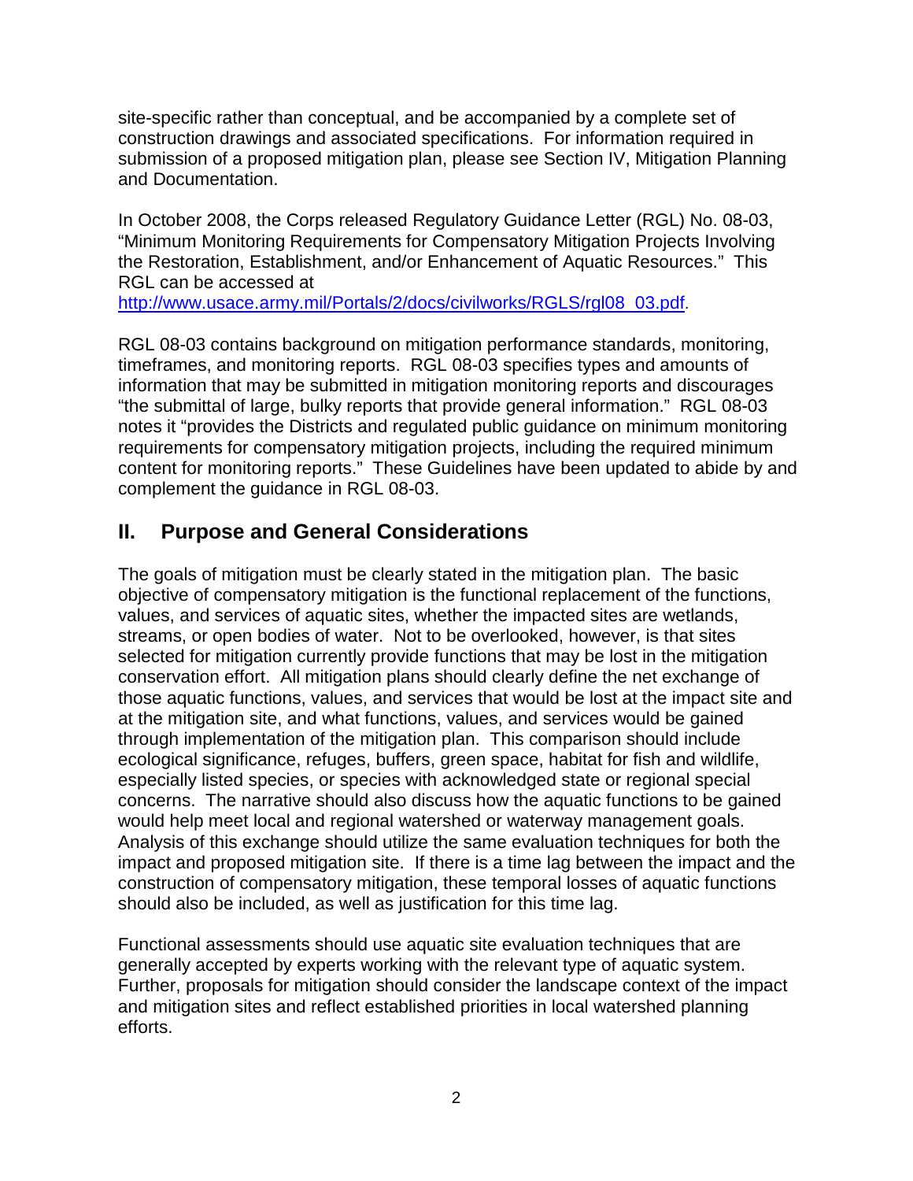site-specific rather than conceptual, and be accompanied by a complete set of construction drawings and associated specifications. For information required in submission of a proposed mitigation plan, please see Section IV, Mitigation Planning and Documentation.

In October 2008, the Corps released Regulatory Guidance Letter (RGL) No. 08-03, "Minimum Monitoring Requirements for Compensatory Mitigation Projects Involving the Restoration, Establishment, and/or Enhancement of Aquatic Resources." This RGL can be accessed at http://www.usace.army.mil/Portals/2/docs/civilworks/RGLS/rgl08_03.pdf.

RGL 08-03 contains background on mitigation performance standards, monitoring, timeframes, and monitoring reports. RGL 08-03 specifies types and amounts of information that may be submitted in mitigation monitoring reports and discourages "the submittal of large, bulky reports that provide general information." RGL 08-03 notes it "provides the Districts and regulated public guidance on minimum monitoring requirements for compensatory mitigation projects, including the required minimum content for monitoring reports." These Guidelines have been updated to abide by and complement the guidance in RGL 08-03.

## II. Purpose and General Considerations

The goals of mitigation must be clearly stated in the mitigation plan. The basic objective of compensatory mitigation is the functional replacement of the functions, values, and services of aquatic sites, whether the impacted sites are wetlands, streams, or open bodies of water. Not to be overlooked, however, is that sites selected for mitigation currently provide functions that may be lost in the mitigation conservation effort. All mitigation plans should clearly define the net exchange of those aquatic functions, values, and services that would be lost at the impact site and at the mitigation site, and what functions, values, and services would be gained through implementation of the mitigation plan. This comparison should include ecological significance, refuges, buffers, green space, habitat for fish and wildlife, especially listed species, or species with acknowledged state or regional special concerns. The narrative should also discuss how the aquatic functions to be gained would help meet local and regional watershed or waterway management goals. Analysis of this exchange should utilize the same evaluation techniques for both the impact and proposed mitigation site. If there is a time lag between the impact and the construction of compensatory mitigation, these temporal losses of aquatic functions should also be included, as well as justification for this time lag.

Functional assessments should use aquatic site evaluation techniques that are generally accepted by experts working with the relevant type of aquatic system. Further, proposals for mitigation should consider the landscape context of the impact and mitigation sites and reflect established priorities in local watershed planning efforts.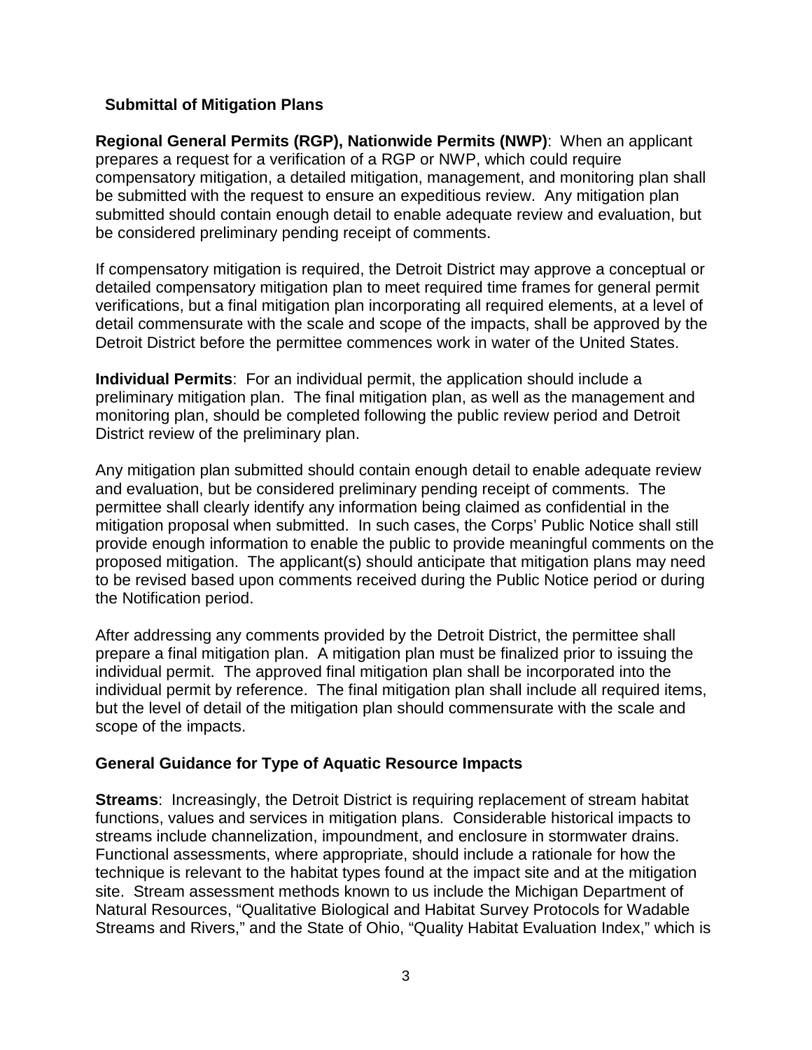## Submittal of Mitigation Plans

**Regional General Permits (RGP), Nationwide Permits (NWP)**: When an applicant prepares a request for a verification of a RGP or NWP, which could require compensatory mitigation, a detailed mitigation, management, and monitoring plan shall be submitted with the request to ensure an expeditious review. Any mitigation plan submitted should contain enough detail to enable adequate review and evaluation, but be considered preliminary pending receipt of comments.

If compensatory mitigation is required, the Detroit District may approve a conceptual or detailed compensatory mitigation plan to meet required time frames for general permit verifications, but a final mitigation plan incorporating all required elements, at a level of detail commensurate with the scale and scope of the impacts, shall be approved by the Detroit District before the permittee commences work in water of the United States.

**Individual Permits**: For an individual permit, the application should include a preliminary mitigation plan. The final mitigation plan, as well as the management and monitoring plan, should be completed following the public review period and Detroit District review of the preliminary plan.

Any mitigation plan submitted should contain enough detail to enable adequate review and evaluation, but be considered preliminary pending receipt of comments. The permittee shall clearly identify any information being claimed as confidential in the mitigation proposal when submitted. In such cases, the Corps' Public Notice shall still provide enough information to enable the public to provide meaningful comments on the proposed mitigation. The applicant(s) should anticipate that mitigation plans may need to be revised based upon comments received during the Public Notice period or during the Notification period.

After addressing any comments provided by the Detroit District, the permittee shall prepare a final mitigation plan. A mitigation plan must be finalized prior to issuing the individual permit. The approved final mitigation plan shall be incorporated into the individual permit by reference. The final mitigation plan shall include all required items, but the level of detail of the mitigation plan should commensurate with the scale and scope of the impacts.

## General Guidance for Type of Aquatic Resource Impacts

**Streams**: Increasingly, the Detroit District is requiring replacement of stream habitat functions, values and services in mitigation plans. Considerable historical impacts to streams include channelization, impoundment, and enclosure in stormwater drains. Functional assessments, where appropriate, should include a rationale for how the technique is relevant to the habitat types found at the impact site and at the mitigation site. Stream assessment methods known to us include the Michigan Department of Natural Resources, "Qualitative Biological and Habitat Survey Protocols for Wadable Streams and Rivers," and the State of Ohio, "Quality Habitat Evaluation Index," which is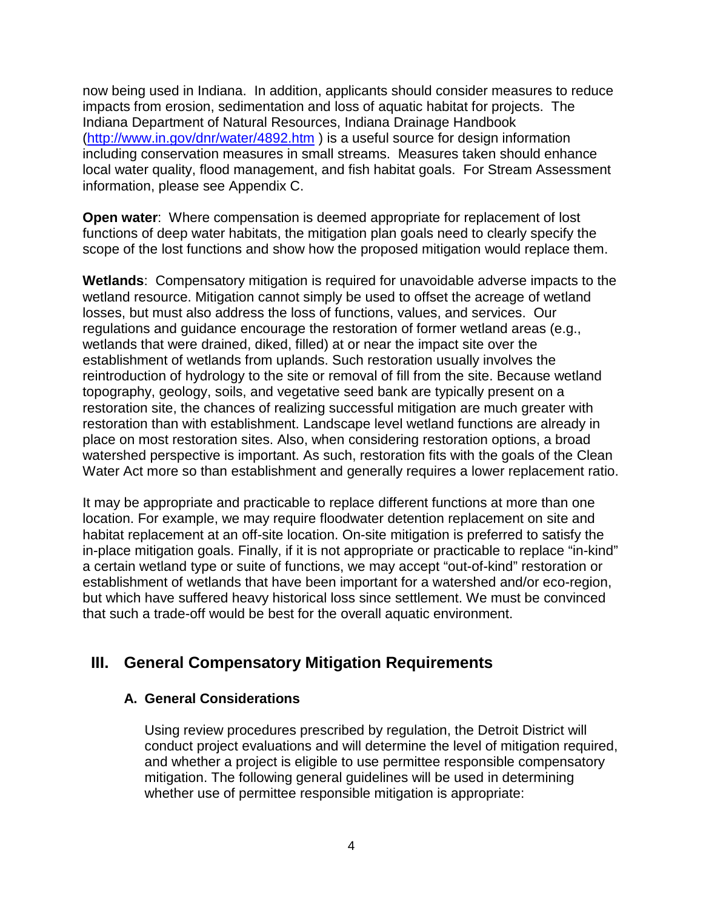now being used in Indiana. In addition, applicants should consider measures to reduce impacts from erosion, sedimentation and loss of aquatic habitat for projects. The Indiana Department of Natural Resources, Indiana Drainage Handbook (http://www.in.gov/dnr/water/4892.htm ) is a useful source for design information including conservation measures in small streams. Measures taken should enhance local water quality, flood management, and fish habitat goals. For Stream Assessment information, please see Appendix C.

**Open water**: Where compensation is deemed appropriate for replacement of lost functions of deep water habitats, the mitigation plan goals need to clearly specify the scope of the lost functions and show how the proposed mitigation would replace them.

**Wetlands**: Compensatory mitigation is required for unavoidable adverse impacts to the wetland resource. Mitigation cannot simply be used to offset the acreage of wetland losses, but must also address the loss of functions, values, and services. Our regulations and guidance encourage the restoration of former wetland areas (e.g., wetlands that were drained, diked, filled) at or near the impact site over the establishment of wetlands from uplands. Such restoration usually involves the reintroduction of hydrology to the site or removal of fill from the site. Because wetland topography, geology, soils, and vegetative seed bank are typically present on a restoration site, the chances of realizing successful mitigation are much greater with restoration than with establishment. Landscape level wetland functions are already in place on most restoration sites. Also, when considering restoration options, a broad watershed perspective is important. As such, restoration fits with the goals of the Clean Water Act more so than establishment and generally requires a lower replacement ratio.

It may be appropriate and practicable to replace different functions at more than one location. For example, we may require floodwater detention replacement on site and habitat replacement at an off-site location. On-site mitigation is preferred to satisfy the in-place mitigation goals. Finally, if it is not appropriate or practicable to replace "in-kind" a certain wetland type or suite of functions, we may accept "out-of-kind" restoration or establishment of wetlands that have been important for a watershed and/or eco-region, but which have suffered heavy historical loss since settlement. We must be convinced that such a trade-off would be best for the overall aquatic environment.

## III. General Compensatory Mitigation Requirements

### A. General Considerations

Using review procedures prescribed by regulation, the Detroit District will conduct project evaluations and will determine the level of mitigation required, and whether a project is eligible to use permittee responsible compensatory mitigation. The following general guidelines will be used in determining whether use of permittee responsible mitigation is appropriate: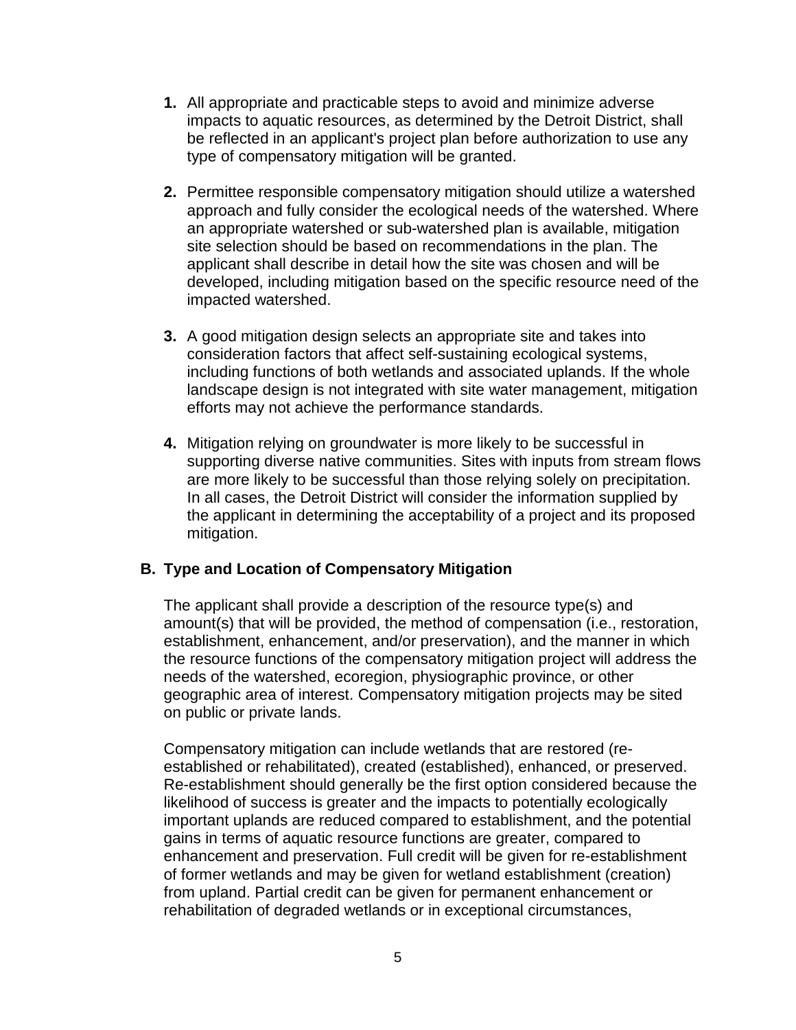1. All appropriate and practicable steps to avoid and minimize adverse impacts to aquatic resources, as determined by the Detroit District, shall be reflected in an applicant's project plan before authorization to use any type of compensatory mitigation will be granted.

2. Permittee responsible compensatory mitigation should utilize a watershed approach and fully consider the ecological needs of the watershed. Where an appropriate watershed or sub-watershed plan is available, mitigation site selection should be based on recommendations in the plan. The applicant shall describe in detail how the site was chosen and will be developed, including mitigation based on the specific resource need of the impacted watershed.

3. A good mitigation design selects an appropriate site and takes into consideration factors that affect self-sustaining ecological systems, including functions of both wetlands and associated uplands. If the whole landscape design is not integrated with site water management, mitigation efforts may not achieve the performance standards.

4. Mitigation relying on groundwater is more likely to be successful in supporting diverse native communities. Sites with inputs from stream flows are more likely to be successful than those relying solely on precipitation. In all cases, the Detroit District will consider the information supplied by the applicant in determining the acceptability of a project and its proposed mitigation.

## B. Type and Location of Compensatory Mitigation

The applicant shall provide a description of the resource type(s) and amount(s) that will be provided, the method of compensation (i.e., restoration, establishment, enhancement, and/or preservation), and the manner in which the resource functions of the compensatory mitigation project will address the needs of the watershed, ecoregion, physiographic province, or other geographic area of interest. Compensatory mitigation projects may be sited on public or private lands.

Compensatory mitigation can include wetlands that are restored (re-established or rehabilitated), created (established), enhanced, or preserved. Re-establishment should generally be the first option considered because the likelihood of success is greater and the impacts to potentially ecologically important uplands are reduced compared to establishment, and the potential gains in terms of aquatic resource functions are greater, compared to enhancement and preservation. Full credit will be given for re-establishment of former wetlands and may be given for wetland establishment (creation) from upland. Partial credit can be given for permanent enhancement or rehabilitation of degraded wetlands or in exceptional circumstances,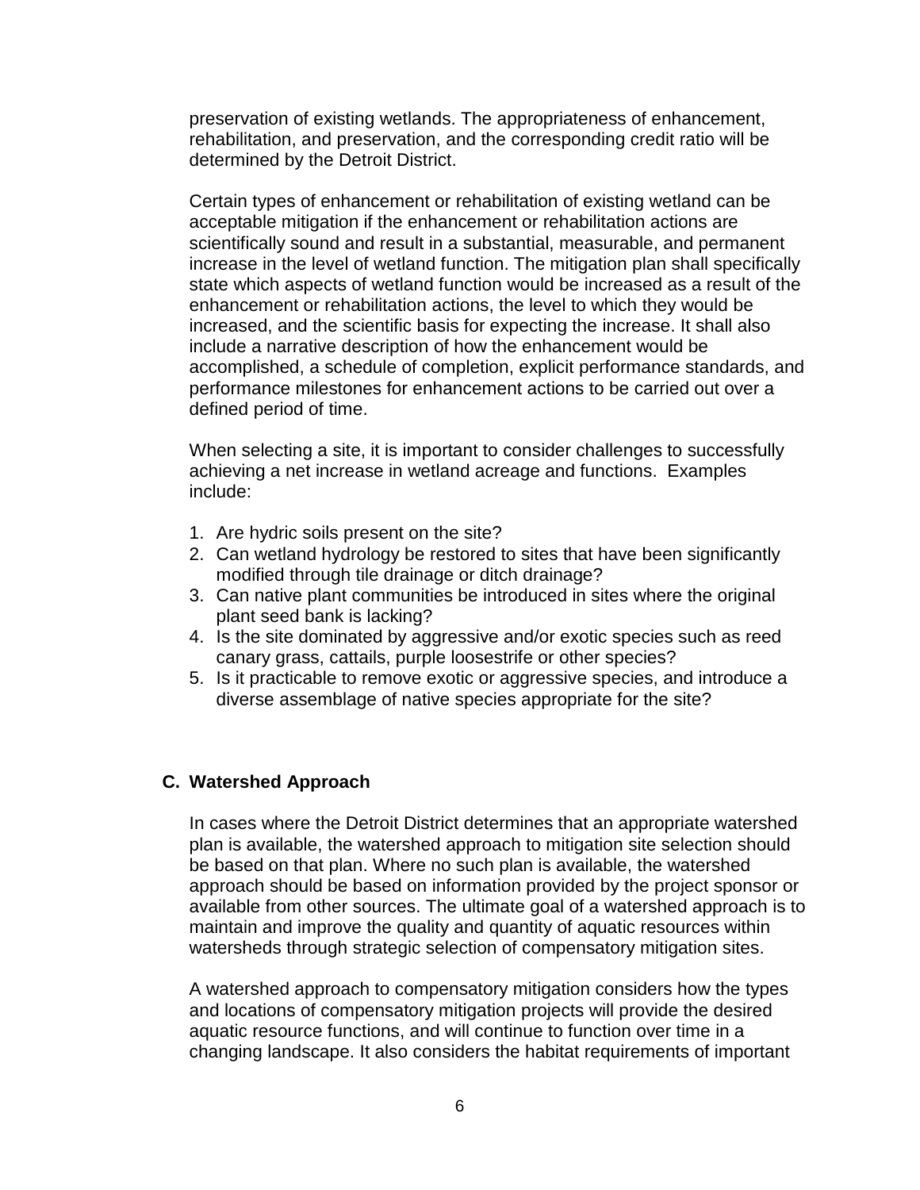preservation of existing wetlands. The appropriateness of enhancement, rehabilitation, and preservation, and the corresponding credit ratio will be determined by the Detroit District.

Certain types of enhancement or rehabilitation of existing wetland can be acceptable mitigation if the enhancement or rehabilitation actions are scientifically sound and result in a substantial, measurable, and permanent increase in the level of wetland function. The mitigation plan shall specifically state which aspects of wetland function would be increased as a result of the enhancement or rehabilitation actions, the level to which they would be increased, and the scientific basis for expecting the increase. It shall also include a narrative description of how the enhancement would be accomplished, a schedule of completion, explicit performance standards, and performance milestones for enhancement actions to be carried out over a defined period of time.

When selecting a site, it is important to consider challenges to successfully achieving a net increase in wetland acreage and functions. Examples include:

1. Are hydric soils present on the site?
2. Can wetland hydrology be restored to sites that have been significantly modified through tile drainage or ditch drainage?
3. Can native plant communities be introduced in sites where the original plant seed bank is lacking?
4. Is the site dominated by aggressive and/or exotic species such as reed canary grass, cattails, purple loosestrife or other species?
5. Is it practicable to remove exotic or aggressive species, and introduce a diverse assemblage of native species appropriate for the site?

### C. Watershed Approach

In cases where the Detroit District determines that an appropriate watershed plan is available, the watershed approach to mitigation site selection should be based on that plan. Where no such plan is available, the watershed approach should be based on information provided by the project sponsor or available from other sources. The ultimate goal of a watershed approach is to maintain and improve the quality and quantity of aquatic resources within watersheds through strategic selection of compensatory mitigation sites.

A watershed approach to compensatory mitigation considers how the types and locations of compensatory mitigation projects will provide the desired aquatic resource functions, and will continue to function over time in a changing landscape. It also considers the habitat requirements of important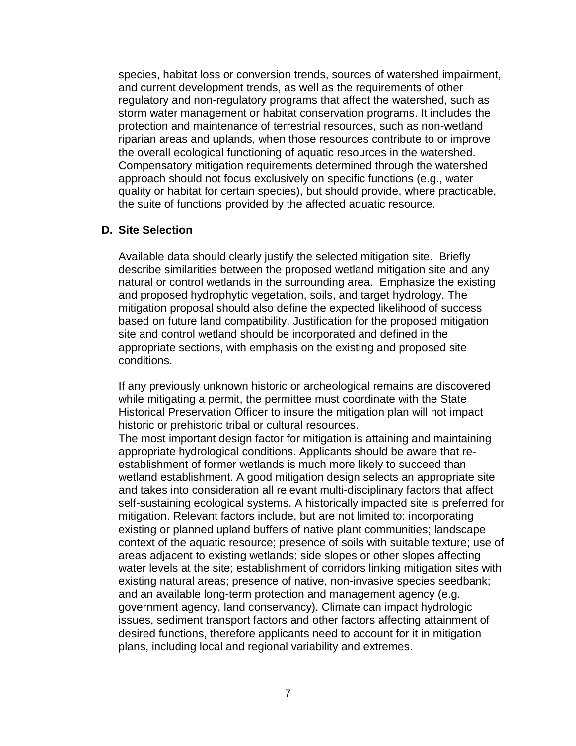species, habitat loss or conversion trends, sources of watershed impairment, and current development trends, as well as the requirements of other regulatory and non-regulatory programs that affect the watershed, such as storm water management or habitat conservation programs. It includes the protection and maintenance of terrestrial resources, such as non-wetland riparian areas and uplands, when those resources contribute to or improve the overall ecological functioning of aquatic resources in the watershed. Compensatory mitigation requirements determined through the watershed approach should not focus exclusively on specific functions (e.g., water quality or habitat for certain species), but should provide, where practicable, the suite of functions provided by the affected aquatic resource.

## D. Site Selection

Available data should clearly justify the selected mitigation site. Briefly describe similarities between the proposed wetland mitigation site and any natural or control wetlands in the surrounding area. Emphasize the existing and proposed hydrophytic vegetation, soils, and target hydrology. The mitigation proposal should also define the expected likelihood of success based on future land compatibility. Justification for the proposed mitigation site and control wetland should be incorporated and defined in the appropriate sections, with emphasis on the existing and proposed site conditions.

If any previously unknown historic or archeological remains are discovered while mitigating a permit, the permittee must coordinate with the State Historical Preservation Officer to insure the mitigation plan will not impact historic or prehistoric tribal or cultural resources.
The most important design factor for mitigation is attaining and maintaining appropriate hydrological conditions. Applicants should be aware that re-establishment of former wetlands is much more likely to succeed than wetland establishment. A good mitigation design selects an appropriate site and takes into consideration all relevant multi-disciplinary factors that affect self-sustaining ecological systems. A historically impacted site is preferred for mitigation. Relevant factors include, but are not limited to: incorporating existing or planned upland buffers of native plant communities; landscape context of the aquatic resource; presence of soils with suitable texture; use of areas adjacent to existing wetlands; side slopes or other slopes affecting water levels at the site; establishment of corridors linking mitigation sites with existing natural areas; presence of native, non-invasive species seedbank; and an available long-term protection and management agency (e.g. government agency, land conservancy). Climate can impact hydrologic issues, sediment transport factors and other factors affecting attainment of desired functions, therefore applicants need to account for it in mitigation plans, including local and regional variability and extremes.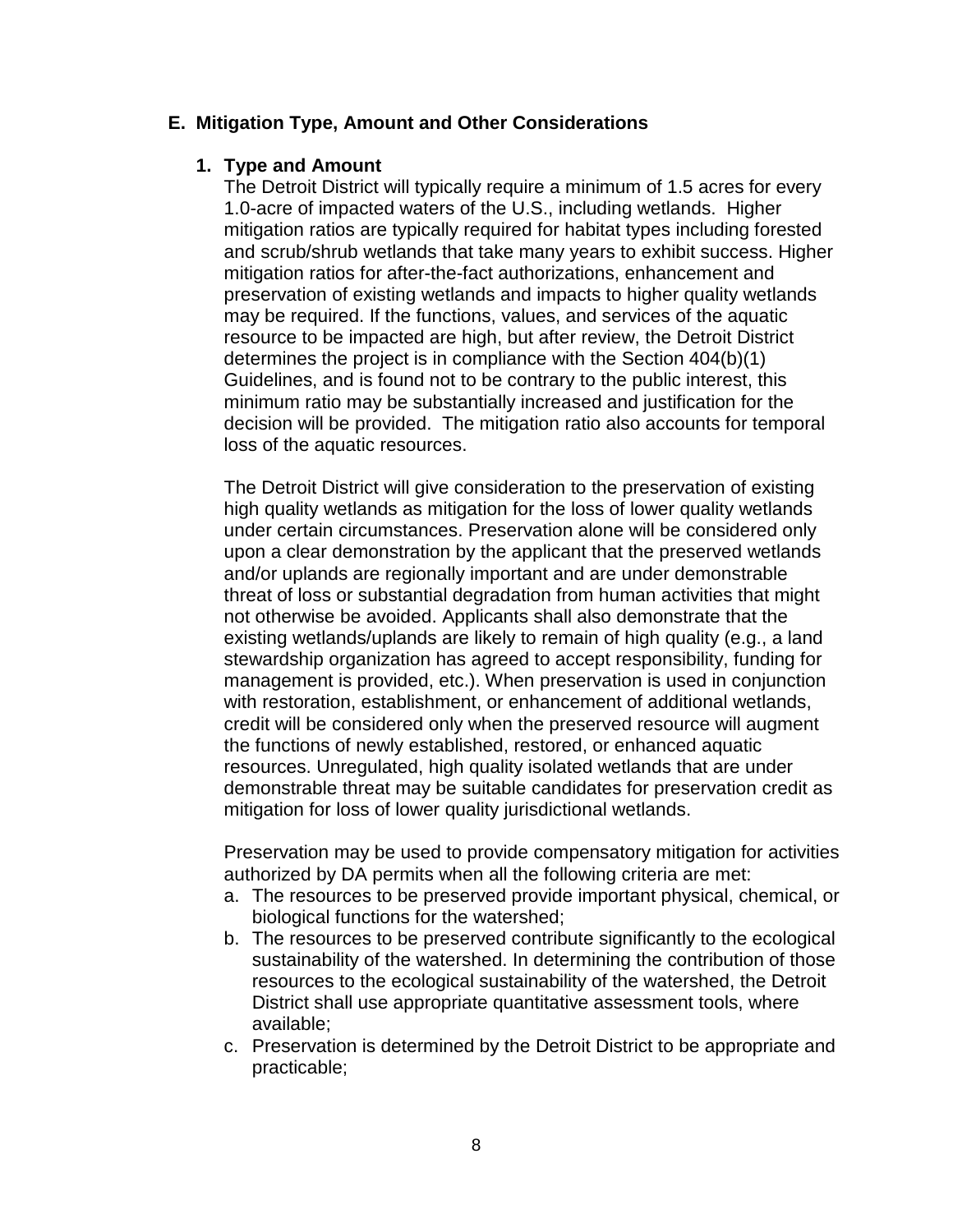## E. Mitigation Type, Amount and Other Considerations

### 1. Type and Amount

The Detroit District will typically require a minimum of 1.5 acres for every 1.0-acre of impacted waters of the U.S., including wetlands. Higher mitigation ratios are typically required for habitat types including forested and scrub/shrub wetlands that take many years to exhibit success. Higher mitigation ratios for after-the-fact authorizations, enhancement and preservation of existing wetlands and impacts to higher quality wetlands may be required. If the functions, values, and services of the aquatic resource to be impacted are high, but after review, the Detroit District determines the project is in compliance with the Section 404(b)(1) Guidelines, and is found not to be contrary to the public interest, this minimum ratio may be substantially increased and justification for the decision will be provided. The mitigation ratio also accounts for temporal loss of the aquatic resources.

The Detroit District will give consideration to the preservation of existing high quality wetlands as mitigation for the loss of lower quality wetlands under certain circumstances. Preservation alone will be considered only upon a clear demonstration by the applicant that the preserved wetlands and/or uplands are regionally important and are under demonstrable threat of loss or substantial degradation from human activities that might not otherwise be avoided. Applicants shall also demonstrate that the existing wetlands/uplands are likely to remain of high quality (e.g., a land stewardship organization has agreed to accept responsibility, funding for management is provided, etc.). When preservation is used in conjunction with restoration, establishment, or enhancement of additional wetlands, credit will be considered only when the preserved resource will augment the functions of newly established, restored, or enhanced aquatic resources. Unregulated, high quality isolated wetlands that are under demonstrable threat may be suitable candidates for preservation credit as mitigation for loss of lower quality jurisdictional wetlands.

Preservation may be used to provide compensatory mitigation for activities authorized by DA permits when all the following criteria are met:

a. The resources to be preserved provide important physical, chemical, or biological functions for the watershed;
b. The resources to be preserved contribute significantly to the ecological sustainability of the watershed. In determining the contribution of those resources to the ecological sustainability of the watershed, the Detroit District shall use appropriate quantitative assessment tools, where available;
c. Preservation is determined by the Detroit District to be appropriate and practicable;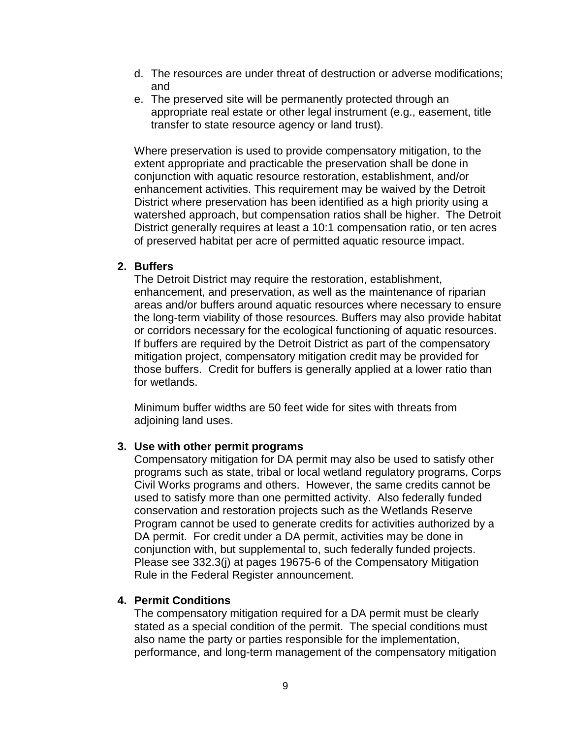d. The resources are under threat of destruction or adverse modifications; and
e. The preserved site will be permanently protected through an appropriate real estate or other legal instrument (e.g., easement, title transfer to state resource agency or land trust).

Where preservation is used to provide compensatory mitigation, to the extent appropriate and practicable the preservation shall be done in conjunction with aquatic resource restoration, establishment, and/or enhancement activities. This requirement may be waived by the Detroit District where preservation has been identified as a high priority using a watershed approach, but compensation ratios shall be higher. The Detroit District generally requires at least a 10:1 compensation ratio, or ten acres of preserved habitat per acre of permitted aquatic resource impact.

**2. Buffers**

The Detroit District may require the restoration, establishment, enhancement, and preservation, as well as the maintenance of riparian areas and/or buffers around aquatic resources where necessary to ensure the long-term viability of those resources. Buffers may also provide habitat or corridors necessary for the ecological functioning of aquatic resources. If buffers are required by the Detroit District as part of the compensatory mitigation project, compensatory mitigation credit may be provided for those buffers. Credit for buffers is generally applied at a lower ratio than for wetlands.

Minimum buffer widths are 50 feet wide for sites with threats from adjoining land uses.

**3. Use with other permit programs**

Compensatory mitigation for DA permit may also be used to satisfy other programs such as state, tribal or local wetland regulatory programs, Corps Civil Works programs and others. However, the same credits cannot be used to satisfy more than one permitted activity. Also federally funded conservation and restoration projects such as the Wetlands Reserve Program cannot be used to generate credits for activities authorized by a DA permit. For credit under a DA permit, activities may be done in conjunction with, but supplemental to, such federally funded projects. Please see 332.3(j) at pages 19675-6 of the Compensatory Mitigation Rule in the Federal Register announcement.

**4. Permit Conditions**

The compensatory mitigation required for a DA permit must be clearly stated as a special condition of the permit. The special conditions must also name the party or parties responsible for the implementation, performance, and long-term management of the compensatory mitigation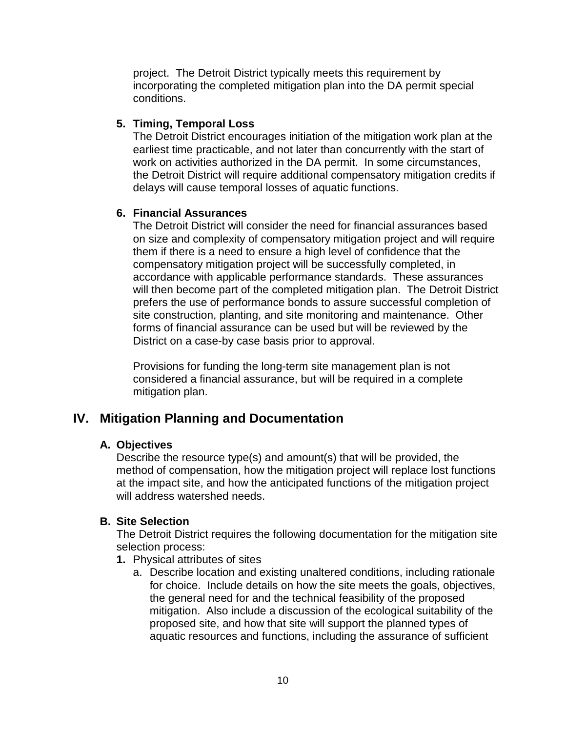project. The Detroit District typically meets this requirement by incorporating the completed mitigation plan into the DA permit special conditions.

**5. Timing, Temporal Loss**

The Detroit District encourages initiation of the mitigation work plan at the earliest time practicable, and not later than concurrently with the start of work on activities authorized in the DA permit. In some circumstances, the Detroit District will require additional compensatory mitigation credits if delays will cause temporal losses of aquatic functions.

**6. Financial Assurances**

The Detroit District will consider the need for financial assurances based on size and complexity of compensatory mitigation project and will require them if there is a need to ensure a high level of confidence that the compensatory mitigation project will be successfully completed, in accordance with applicable performance standards. These assurances will then become part of the completed mitigation plan. The Detroit District prefers the use of performance bonds to assure successful completion of site construction, planting, and site monitoring and maintenance. Other forms of financial assurance can be used but will be reviewed by the District on a case-by case basis prior to approval.

Provisions for funding the long-term site management plan is not considered a financial assurance, but will be required in a complete mitigation plan.

## IV. Mitigation Planning and Documentation

### A. Objectives

Describe the resource type(s) and amount(s) that will be provided, the method of compensation, how the mitigation project will replace lost functions at the impact site, and how the anticipated functions of the mitigation project will address watershed needs.

### B. Site Selection

The Detroit District requires the following documentation for the mitigation site selection process:

**1.** Physical attributes of sites

a. Describe location and existing unaltered conditions, including rationale for choice. Include details on how the site meets the goals, objectives, the general need for and the technical feasibility of the proposed mitigation. Also include a discussion of the ecological suitability of the proposed site, and how that site will support the planned types of aquatic resources and functions, including the assurance of sufficient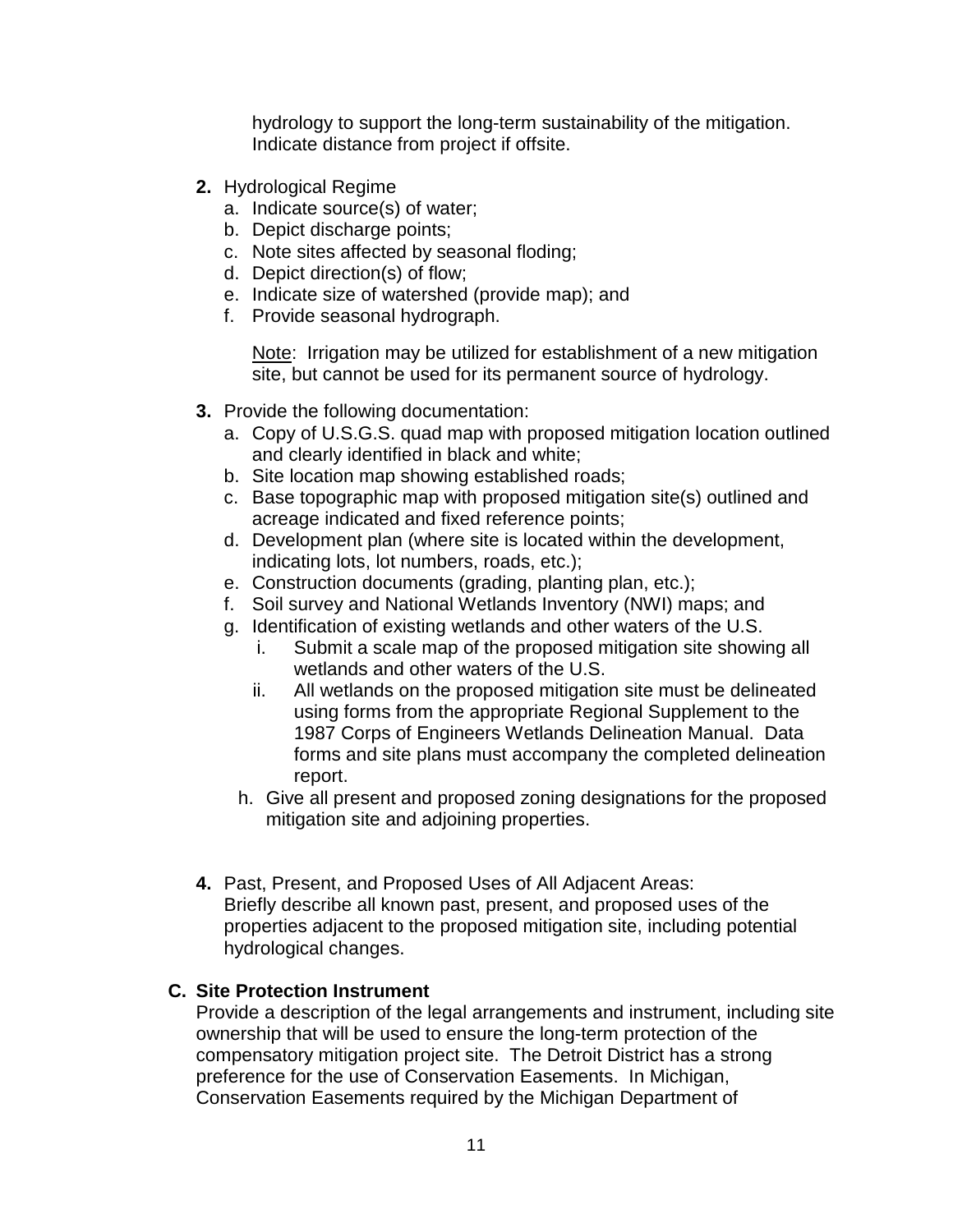hydrology to support the long-term sustainability of the mitigation. Indicate distance from project if offsite.

2. Hydrological Regime
   a. Indicate source(s) of water;
   b. Depict discharge points;
   c. Note sites affected by seasonal floding;
   d. Depict direction(s) of flow;
   e. Indicate size of watershed (provide map); and
   f. Provide seasonal hydrograph.

   Note: Irrigation may be utilized for establishment of a new mitigation site, but cannot be used for its permanent source of hydrology.

3. Provide the following documentation:
   a. Copy of U.S.G.S. quad map with proposed mitigation location outlined and clearly identified in black and white;
   b. Site location map showing established roads;
   c. Base topographic map with proposed mitigation site(s) outlined and acreage indicated and fixed reference points;
   d. Development plan (where site is located within the development, indicating lots, lot numbers, roads, etc.);
   e. Construction documents (grading, planting plan, etc.);
   f. Soil survey and National Wetlands Inventory (NWI) maps; and
   g. Identification of existing wetlands and other waters of the U.S.
      i. Submit a scale map of the proposed mitigation site showing all wetlands and other waters of the U.S.
      ii. All wetlands on the proposed mitigation site must be delineated using forms from the appropriate Regional Supplement to the 1987 Corps of Engineers Wetlands Delineation Manual. Data forms and site plans must accompany the completed delineation report.
   h. Give all present and proposed zoning designations for the proposed mitigation site and adjoining properties.

4. Past, Present, and Proposed Uses of All Adjacent Areas:
   Briefly describe all known past, present, and proposed uses of the properties adjacent to the proposed mitigation site, including potential hydrological changes.

**C. Site Protection Instrument**

Provide a description of the legal arrangements and instrument, including site ownership that will be used to ensure the long-term protection of the compensatory mitigation project site. The Detroit District has a strong preference for the use of Conservation Easements. In Michigan, Conservation Easements required by the Michigan Department of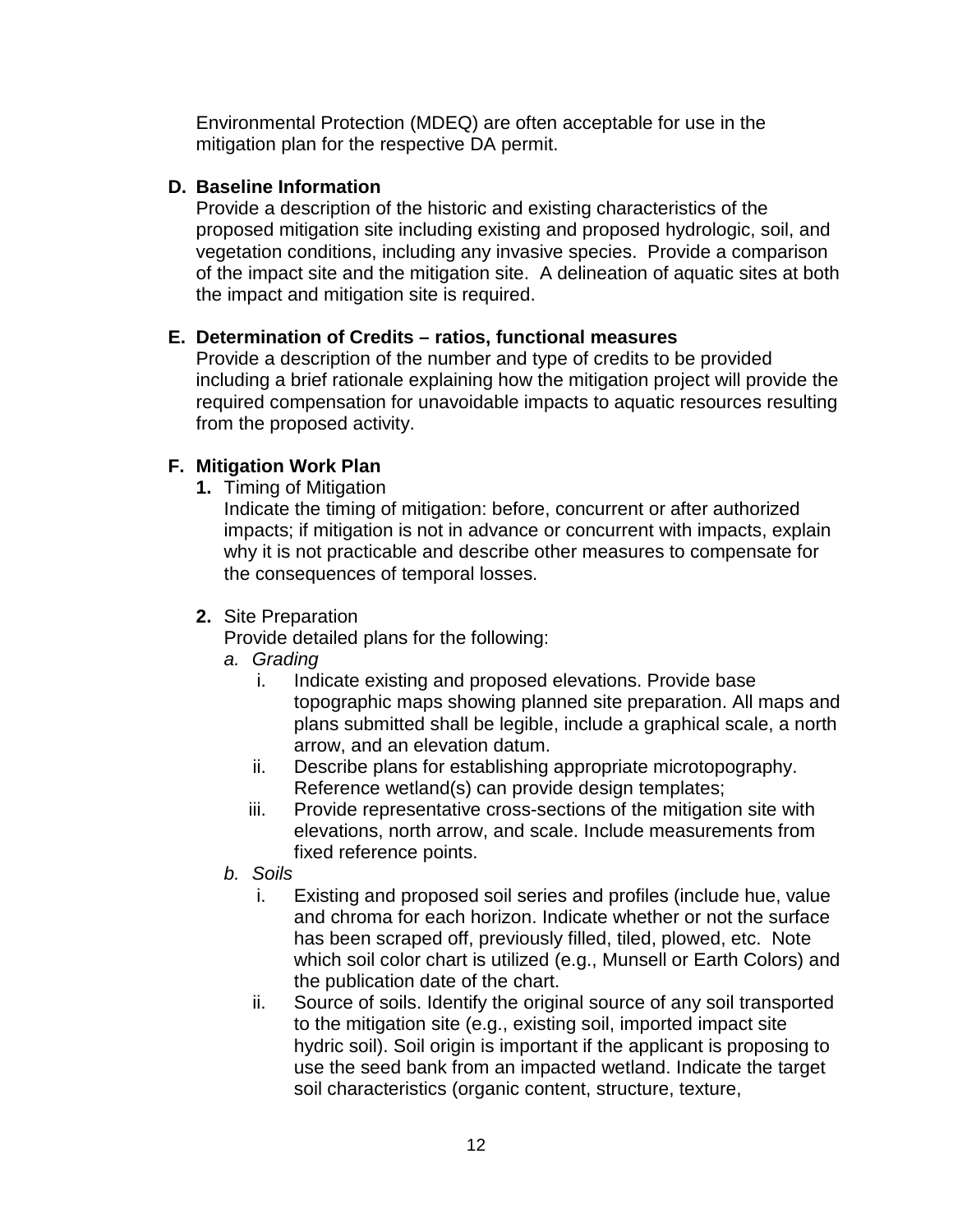Environmental Protection (MDEQ) are often acceptable for use in the mitigation plan for the respective DA permit.

**D. Baseline Information**

Provide a description of the historic and existing characteristics of the proposed mitigation site including existing and proposed hydrologic, soil, and vegetation conditions, including any invasive species. Provide a comparison of the impact site and the mitigation site. A delineation of aquatic sites at both the impact and mitigation site is required.

**E. Determination of Credits – ratios, functional measures**

Provide a description of the number and type of credits to be provided including a brief rationale explaining how the mitigation project will provide the required compensation for unavoidable impacts to aquatic resources resulting from the proposed activity.

**F. Mitigation Work Plan**

**1.** Timing of Mitigation

Indicate the timing of mitigation: before, concurrent or after authorized impacts; if mitigation is not in advance or concurrent with impacts, explain why it is not practicable and describe other measures to compensate for the consequences of temporal losses.

**2.** Site Preparation

Provide detailed plans for the following:

*a. Grading*

i. Indicate existing and proposed elevations. Provide base topographic maps showing planned site preparation. All maps and plans submitted shall be legible, include a graphical scale, a north arrow, and an elevation datum.

ii. Describe plans for establishing appropriate microtopography. Reference wetland(s) can provide design templates;

iii. Provide representative cross-sections of the mitigation site with elevations, north arrow, and scale. Include measurements from fixed reference points.

*b. Soils*

i. Existing and proposed soil series and profiles (include hue, value and chroma for each horizon. Indicate whether or not the surface has been scraped off, previously filled, tiled, plowed, etc. Note which soil color chart is utilized (e.g., Munsell or Earth Colors) and the publication date of the chart.

ii. Source of soils. Identify the original source of any soil transported to the mitigation site (e.g., existing soil, imported impact site hydric soil). Soil origin is important if the applicant is proposing to use the seed bank from an impacted wetland. Indicate the target soil characteristics (organic content, structure, texture,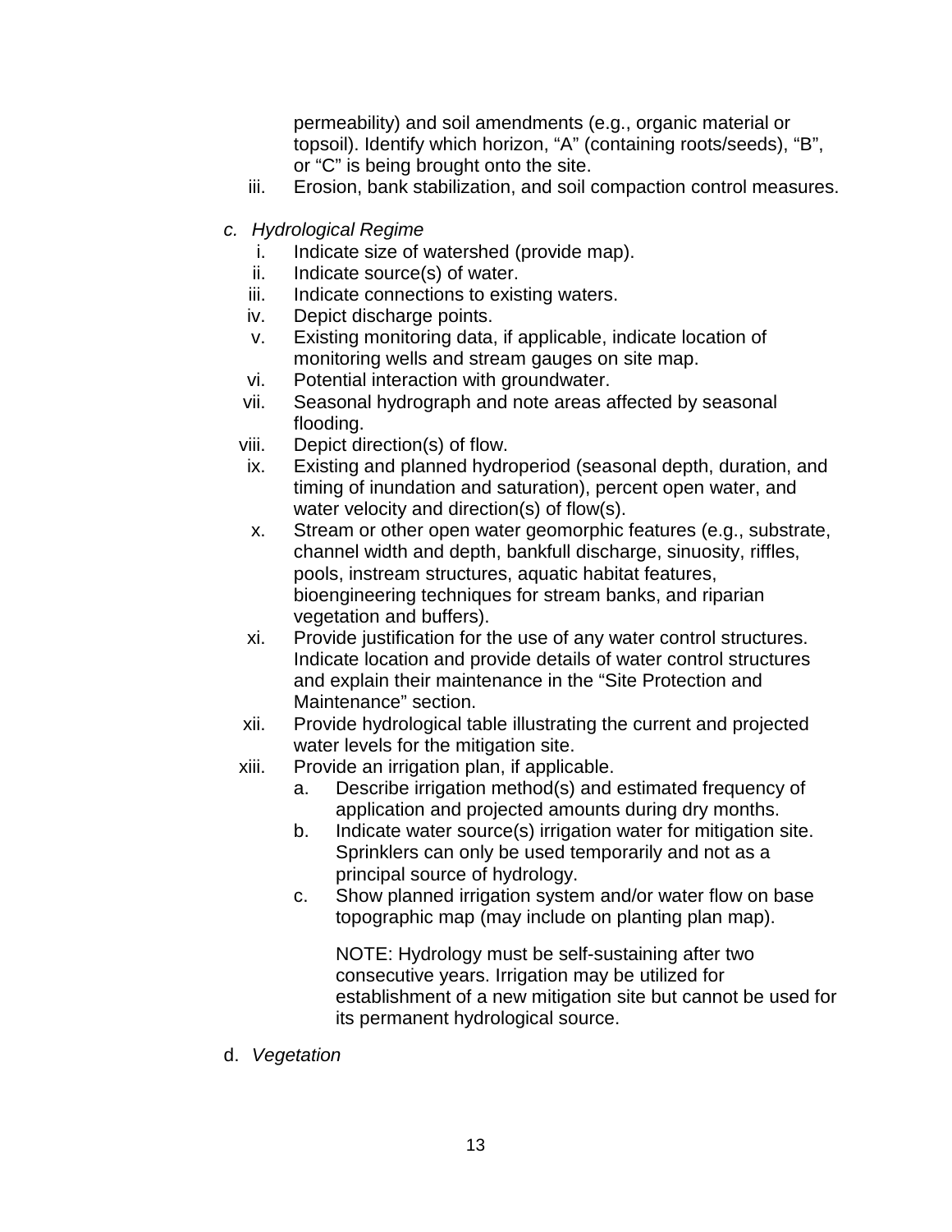permeability) and soil amendments (e.g., organic material or topsoil). Identify which horizon, "A" (containing roots/seeds), "B", or "C" is being brought onto the site.

iii. Erosion, bank stabilization, and soil compaction control measures.

c. *Hydrological Regime*

i. Indicate size of watershed (provide map).
ii. Indicate source(s) of water.
iii. Indicate connections to existing waters.
iv. Depict discharge points.
v. Existing monitoring data, if applicable, indicate location of monitoring wells and stream gauges on site map.
vi. Potential interaction with groundwater.
vii. Seasonal hydrograph and note areas affected by seasonal flooding.
viii. Depict direction(s) of flow.
ix. Existing and planned hydroperiod (seasonal depth, duration, and timing of inundation and saturation), percent open water, and water velocity and direction(s) of flow(s).
x. Stream or other open water geomorphic features (e.g., substrate, channel width and depth, bankfull discharge, sinuosity, riffles, pools, instream structures, aquatic habitat features, bioengineering techniques for stream banks, and riparian vegetation and buffers).
xi. Provide justification for the use of any water control structures. Indicate location and provide details of water control structures and explain their maintenance in the "Site Protection and Maintenance" section.
xii. Provide hydrological table illustrating the current and projected water levels for the mitigation site.
xiii. Provide an irrigation plan, if applicable.
    a. Describe irrigation method(s) and estimated frequency of application and projected amounts during dry months.
    b. Indicate water source(s) irrigation water for mitigation site. Sprinklers can only be used temporarily and not as a principal source of hydrology.
    c. Show planned irrigation system and/or water flow on base topographic map (may include on planting plan map).

    NOTE: Hydrology must be self-sustaining after two consecutive years. Irrigation may be utilized for establishment of a new mitigation site but cannot be used for its permanent hydrological source.

d. *Vegetation*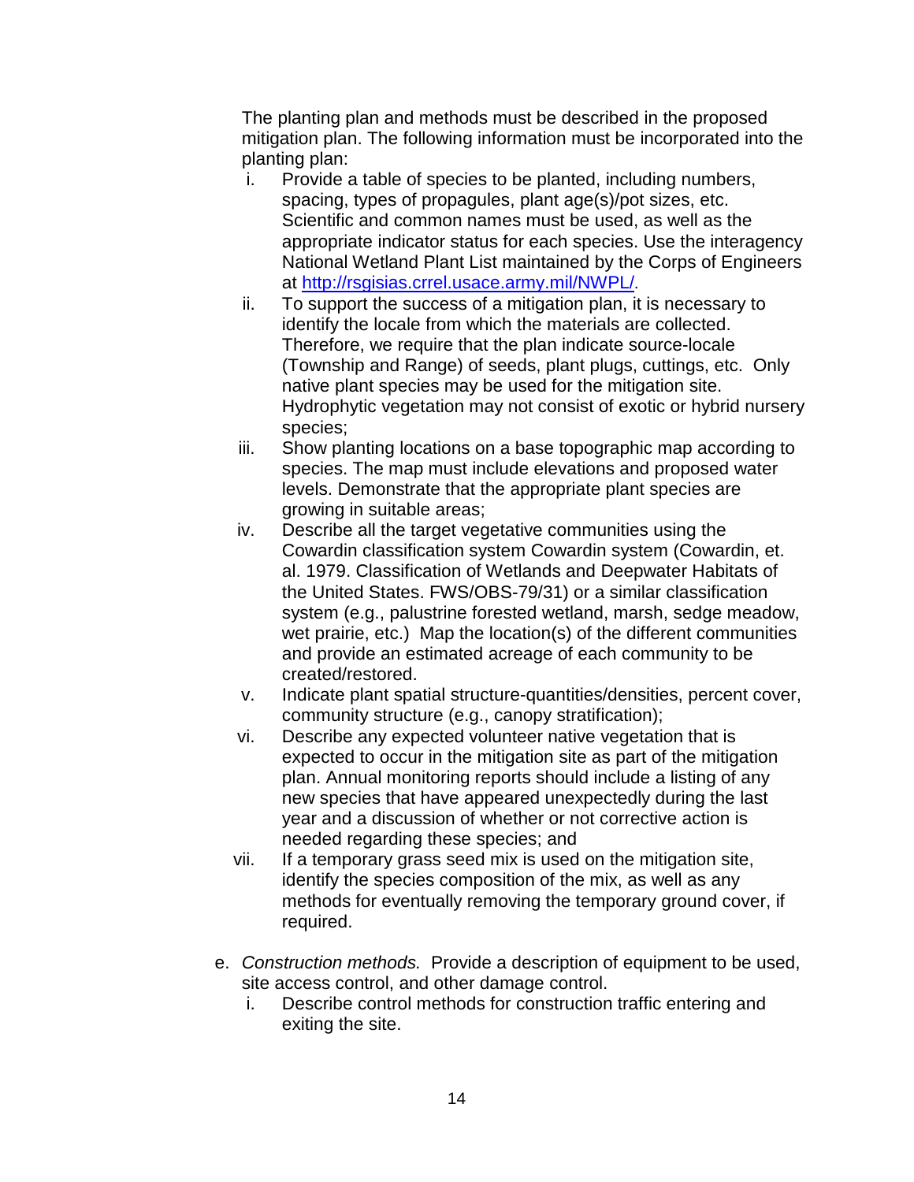The planting plan and methods must be described in the proposed mitigation plan. The following information must be incorporated into the planting plan:

i. Provide a table of species to be planted, including numbers, spacing, types of propagules, plant age(s)/pot sizes, etc. Scientific and common names must be used, as well as the appropriate indicator status for each species. Use the interagency National Wetland Plant List maintained by the Corps of Engineers at [http://rsgisias.crrel.usace.army.mil/NWPL/](http://rsgisias.crrel.usace.army.mil/NWPL/).

ii. To support the success of a mitigation plan, it is necessary to identify the locale from which the materials are collected. Therefore, we require that the plan indicate source-locale (Township and Range) of seeds, plant plugs, cuttings, etc. Only native plant species may be used for the mitigation site. Hydrophytic vegetation may not consist of exotic or hybrid nursery species;

iii. Show planting locations on a base topographic map according to species. The map must include elevations and proposed water levels. Demonstrate that the appropriate plant species are growing in suitable areas;

iv. Describe all the target vegetative communities using the Cowardin classification system Cowardin system (Cowardin, et. al. 1979. Classification of Wetlands and Deepwater Habitats of the United States. FWS/OBS-79/31) or a similar classification system (e.g., palustrine forested wetland, marsh, sedge meadow, wet prairie, etc.) Map the location(s) of the different communities and provide an estimated acreage of each community to be created/restored.

v. Indicate plant spatial structure-quantities/densities, percent cover, community structure (e.g., canopy stratification);

vi. Describe any expected volunteer native vegetation that is expected to occur in the mitigation site as part of the mitigation plan. Annual monitoring reports should include a listing of any new species that have appeared unexpectedly during the last year and a discussion of whether or not corrective action is needed regarding these species; and

vii. If a temporary grass seed mix is used on the mitigation site, identify the species composition of the mix, as well as any methods for eventually removing the temporary ground cover, if required.

e. *Construction methods.* Provide a description of equipment to be used, site access control, and other damage control.

   i. Describe control methods for construction traffic entering and exiting the site.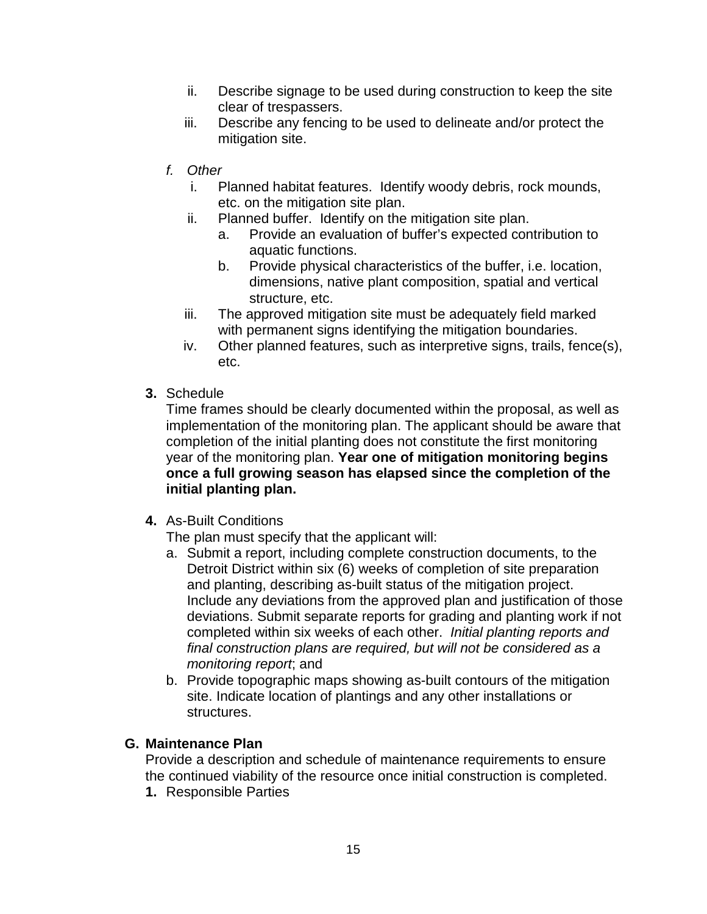ii. Describe signage to be used during construction to keep the site clear of trespassers.
iii. Describe any fencing to be used to delineate and/or protect the mitigation site.

*f. Other*

i. Planned habitat features. Identify woody debris, rock mounds, etc. on the mitigation site plan.
ii. Planned buffer. Identify on the mitigation site plan.
    a. Provide an evaluation of buffer's expected contribution to aquatic functions.
    b. Provide physical characteristics of the buffer, i.e. location, dimensions, native plant composition, spatial and vertical structure, etc.
iii. The approved mitigation site must be adequately field marked with permanent signs identifying the mitigation boundaries.
iv. Other planned features, such as interpretive signs, trails, fence(s), etc.

**3.** Schedule

Time frames should be clearly documented within the proposal, as well as implementation of the monitoring plan. The applicant should be aware that completion of the initial planting does not constitute the first monitoring year of the monitoring plan. **Year one of mitigation monitoring begins once a full growing season has elapsed since the completion of the initial planting plan.**

**4.** As-Built Conditions

The plan must specify that the applicant will:

a. Submit a report, including complete construction documents, to the Detroit District within six (6) weeks of completion of site preparation and planting, describing as-built status of the mitigation project. Include any deviations from the approved plan and justification of those deviations. Submit separate reports for grading and planting work if not completed within six weeks of each other. *Initial planting reports and final construction plans are required, but will not be considered as a monitoring report*; and
b. Provide topographic maps showing as-built contours of the mitigation site. Indicate location of plantings and any other installations or structures.

**G. Maintenance Plan**

Provide a description and schedule of maintenance requirements to ensure the continued viability of the resource once initial construction is completed.

**1.** Responsible Parties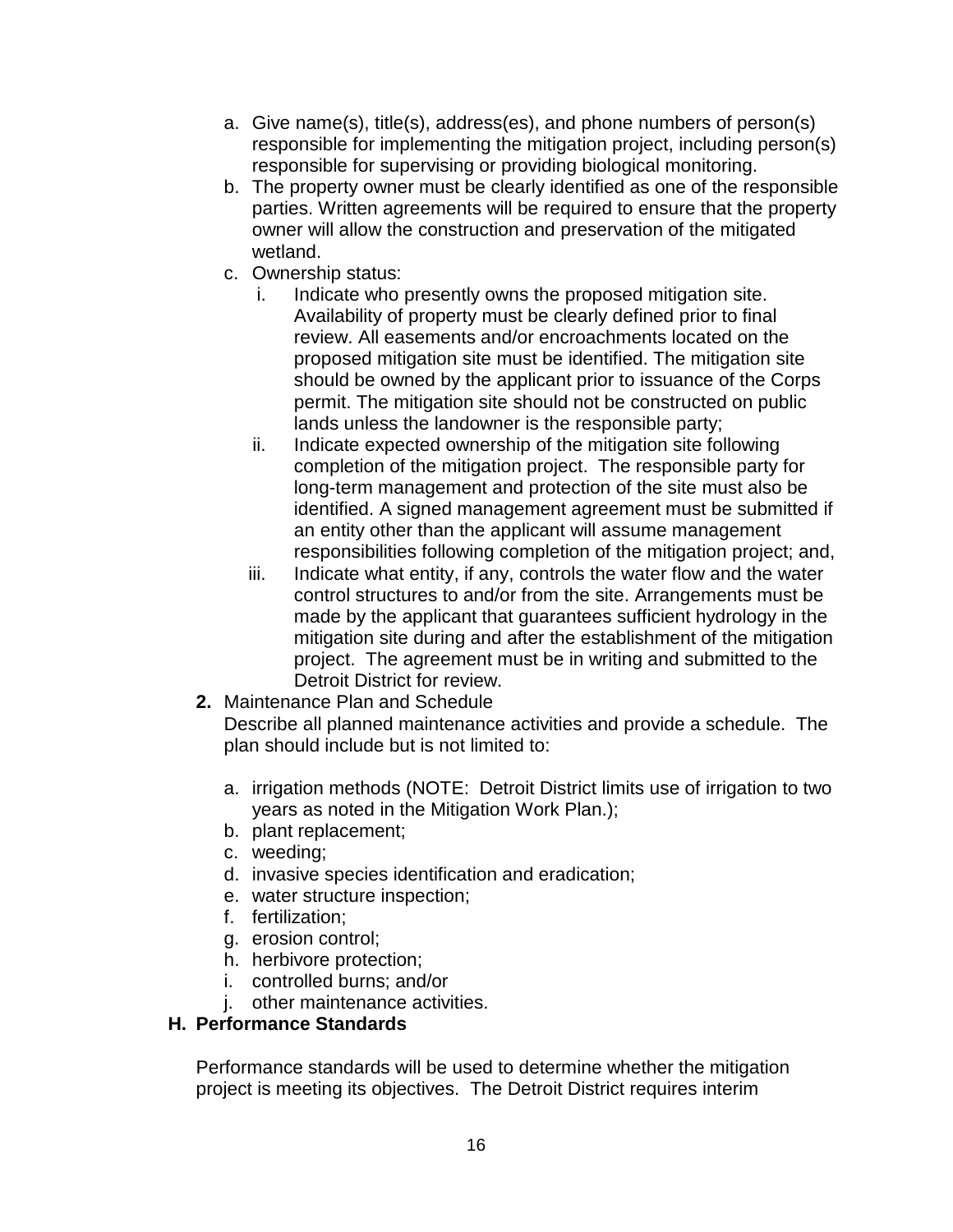a. Give name(s), title(s), address(es), and phone numbers of person(s) responsible for implementing the mitigation project, including person(s) responsible for supervising or providing biological monitoring.
b. The property owner must be clearly identified as one of the responsible parties. Written agreements will be required to ensure that the property owner will allow the construction and preservation of the mitigated wetland.
c. Ownership status:
   i. Indicate who presently owns the proposed mitigation site. Availability of property must be clearly defined prior to final review. All easements and/or encroachments located on the proposed mitigation site must be identified. The mitigation site should be owned by the applicant prior to issuance of the Corps permit. The mitigation site should not be constructed on public lands unless the landowner is the responsible party;
   ii. Indicate expected ownership of the mitigation site following completion of the mitigation project. The responsible party for long-term management and protection of the site must also be identified. A signed management agreement must be submitted if an entity other than the applicant will assume management responsibilities following completion of the mitigation project; and,
   iii. Indicate what entity, if any, controls the water flow and the water control structures to and/or from the site. Arrangements must be made by the applicant that guarantees sufficient hydrology in the mitigation site during and after the establishment of the mitigation project. The agreement must be in writing and submitted to the Detroit District for review.

**2.** Maintenance Plan and Schedule
Describe all planned maintenance activities and provide a schedule. The plan should include but is not limited to:

a. irrigation methods (NOTE: Detroit District limits use of irrigation to two years as noted in the Mitigation Work Plan.);
b. plant replacement;
c. weeding;
d. invasive species identification and eradication;
e. water structure inspection;
f. fertilization;
g. erosion control;
h. herbivore protection;
i. controlled burns; and/or
j. other maintenance activities.

## H. Performance Standards

Performance standards will be used to determine whether the mitigation project is meeting its objectives. The Detroit District requires interim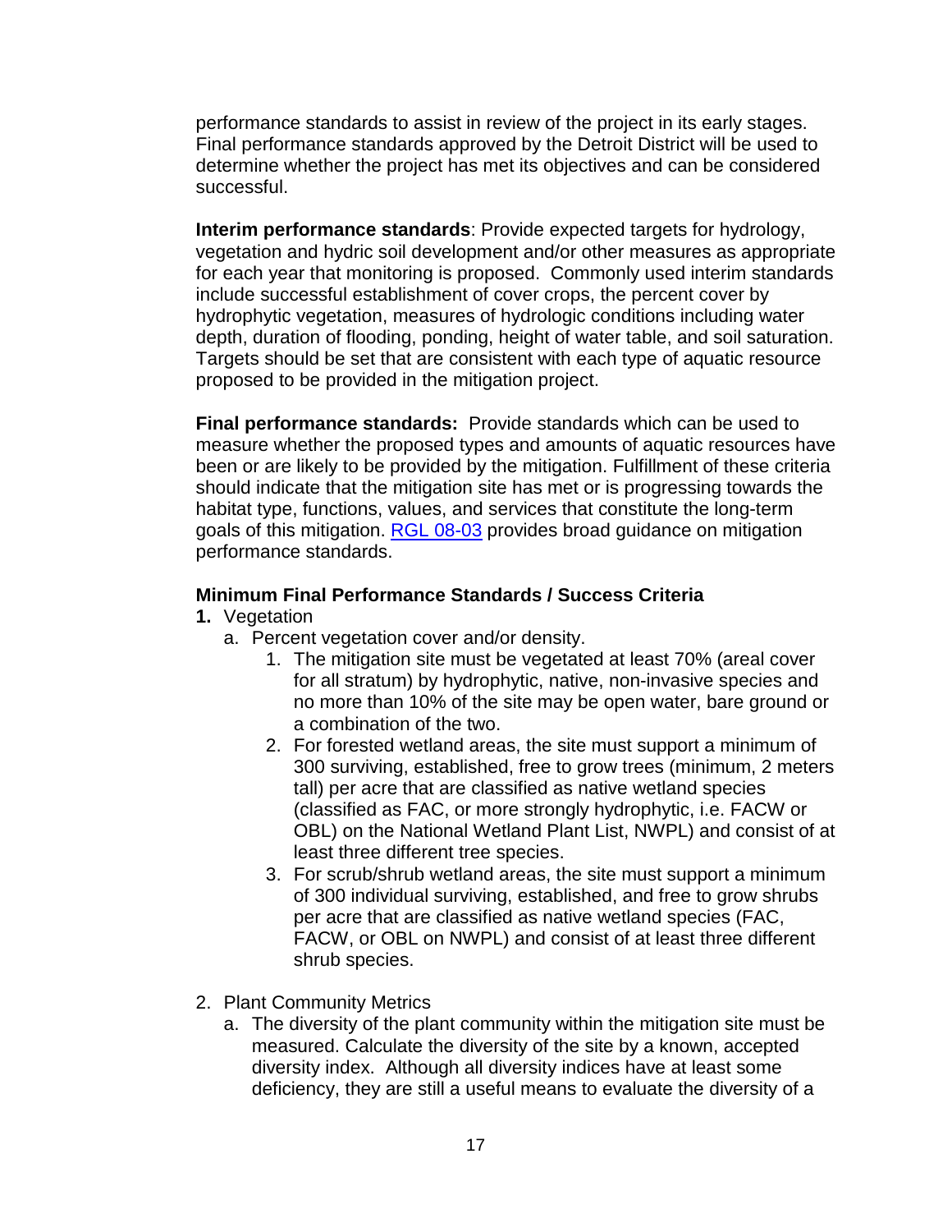performance standards to assist in review of the project in its early stages. Final performance standards approved by the Detroit District will be used to determine whether the project has met its objectives and can be considered successful.

**Interim performance standards**: Provide expected targets for hydrology, vegetation and hydric soil development and/or other measures as appropriate for each year that monitoring is proposed. Commonly used interim standards include successful establishment of cover crops, the percent cover by hydrophytic vegetation, measures of hydrologic conditions including water depth, duration of flooding, ponding, height of water table, and soil saturation. Targets should be set that are consistent with each type of aquatic resource proposed to be provided in the mitigation project.

**Final performance standards:** Provide standards which can be used to measure whether the proposed types and amounts of aquatic resources have been or are likely to be provided by the mitigation. Fulfillment of these criteria should indicate that the mitigation site has met or is progressing towards the habitat type, functions, values, and services that constitute the long-term goals of this mitigation. [RGL 08-03] provides broad guidance on mitigation performance standards.

**Minimum Final Performance Standards / Success Criteria**

**1.** Vegetation
   a. Percent vegetation cover and/or density.
      1. The mitigation site must be vegetated at least 70% (areal cover for all stratum) by hydrophytic, native, non-invasive species and no more than 10% of the site may be open water, bare ground or a combination of the two.
      2. For forested wetland areas, the site must support a minimum of 300 surviving, established, free to grow trees (minimum, 2 meters tall) per acre that are classified as native wetland species (classified as FAC, or more strongly hydrophytic, i.e. FACW or OBL) on the National Wetland Plant List, NWPL) and consist of at least three different tree species.
      3. For scrub/shrub wetland areas, the site must support a minimum of 300 individual surviving, established, and free to grow shrubs per acre that are classified as native wetland species (FAC, FACW, or OBL on NWPL) and consist of at least three different shrub species.

2. Plant Community Metrics
   a. The diversity of the plant community within the mitigation site must be measured. Calculate the diversity of the site by a known, accepted diversity index. Although all diversity indices have at least some deficiency, they are still a useful means to evaluate the diversity of a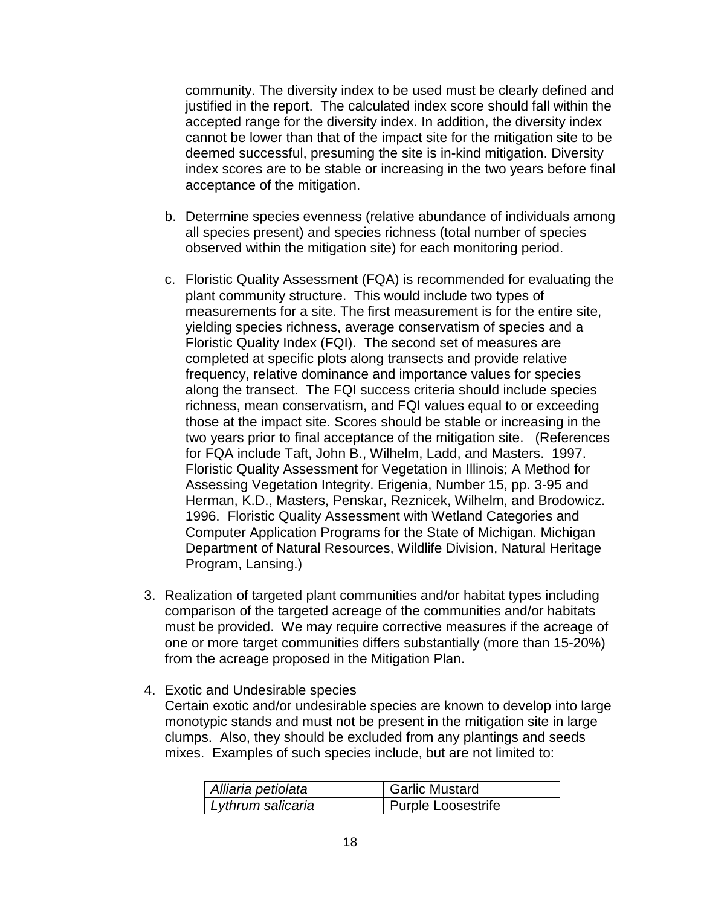community. The diversity index to be used must be clearly defined and justified in the report. The calculated index score should fall within the accepted range for the diversity index. In addition, the diversity index cannot be lower than that of the impact site for the mitigation site to be deemed successful, presuming the site is in-kind mitigation. Diversity index scores are to be stable or increasing in the two years before final acceptance of the mitigation.

b. Determine species evenness (relative abundance of individuals among all species present) and species richness (total number of species observed within the mitigation site) for each monitoring period.

c. Floristic Quality Assessment (FQA) is recommended for evaluating the plant community structure. This would include two types of measurements for a site. The first measurement is for the entire site, yielding species richness, average conservatism of species and a Floristic Quality Index (FQI). The second set of measures are completed at specific plots along transects and provide relative frequency, relative dominance and importance values for species along the transect. The FQI success criteria should include species richness, mean conservatism, and FQI values equal to or exceeding those at the impact site. Scores should be stable or increasing in the two years prior to final acceptance of the mitigation site. (References for FQA include Taft, John B., Wilhelm, Ladd, and Masters. 1997. Floristic Quality Assessment for Vegetation in Illinois; A Method for Assessing Vegetation Integrity. Erigenia, Number 15, pp. 3-95 and Herman, K.D., Masters, Penskar, Reznicek, Wilhelm, and Brodowicz. 1996. Floristic Quality Assessment with Wetland Categories and Computer Application Programs for the State of Michigan. Michigan Department of Natural Resources, Wildlife Division, Natural Heritage Program, Lansing.)

3. Realization of targeted plant communities and/or habitat types including comparison of the targeted acreage of the communities and/or habitats must be provided. We may require corrective measures if the acreage of one or more target communities differs substantially (more than 15-20%) from the acreage proposed in the Mitigation Plan.

4. Exotic and Undesirable species
   Certain exotic and/or undesirable species are known to develop into large monotypic stands and must not be present in the mitigation site in large clumps. Also, they should be excluded from any plantings and seeds mixes. Examples of such species include, but are not limited to:

| | |
|---|---|
| *Alliaria petiolata* | Garlic Mustard |
| *Lythrum salicaria* | Purple Loosestrife |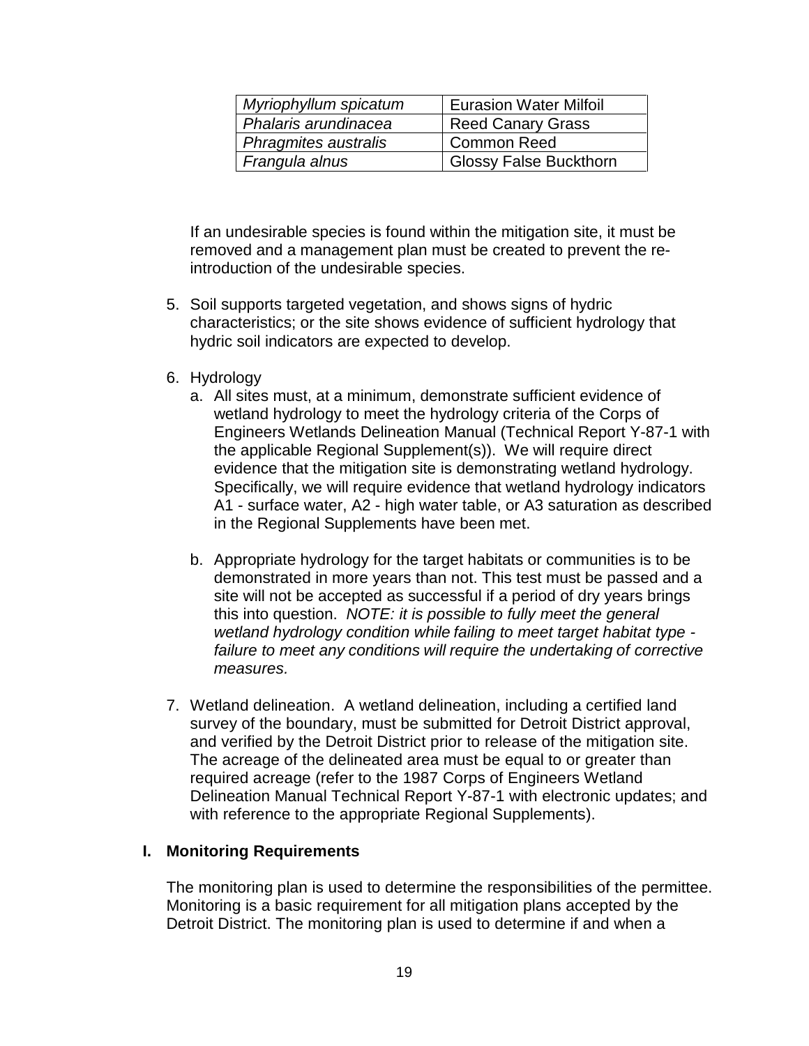| *Myriophyllum spicatum* | Eurasion Water Milfoil |
|---|---|
| *Phalaris arundinacea* | Reed Canary Grass |
| *Phragmites australis* | Common Reed |
| *Frangula alnus* | Glossy False Buckthorn |

If an undesirable species is found within the mitigation site, it must be removed and a management plan must be created to prevent the re-introduction of the undesirable species.

5. Soil supports targeted vegetation, and shows signs of hydric characteristics; or the site shows evidence of sufficient hydrology that hydric soil indicators are expected to develop.

6. Hydrology
   a. All sites must, at a minimum, demonstrate sufficient evidence of wetland hydrology to meet the hydrology criteria of the Corps of Engineers Wetlands Delineation Manual (Technical Report Y-87-1 with the applicable Regional Supplement(s)). We will require direct evidence that the mitigation site is demonstrating wetland hydrology. Specifically, we will require evidence that wetland hydrology indicators A1 - surface water, A2 - high water table, or A3 saturation as described in the Regional Supplements have been met.

   b. Appropriate hydrology for the target habitats or communities is to be demonstrated in more years than not. This test must be passed and a site will not be accepted as successful if a period of dry years brings this into question. *NOTE: it is possible to fully meet the general wetland hydrology condition while failing to meet target habitat type - failure to meet any conditions will require the undertaking of corrective measures.*

7. Wetland delineation. A wetland delineation, including a certified land survey of the boundary, must be submitted for Detroit District approval, and verified by the Detroit District prior to release of the mitigation site. The acreage of the delineated area must be equal to or greater than required acreage (refer to the 1987 Corps of Engineers Wetland Delineation Manual Technical Report Y-87-1 with electronic updates; and with reference to the appropriate Regional Supplements).

## I. Monitoring Requirements

The monitoring plan is used to determine the responsibilities of the permittee. Monitoring is a basic requirement for all mitigation plans accepted by the Detroit District. The monitoring plan is used to determine if and when a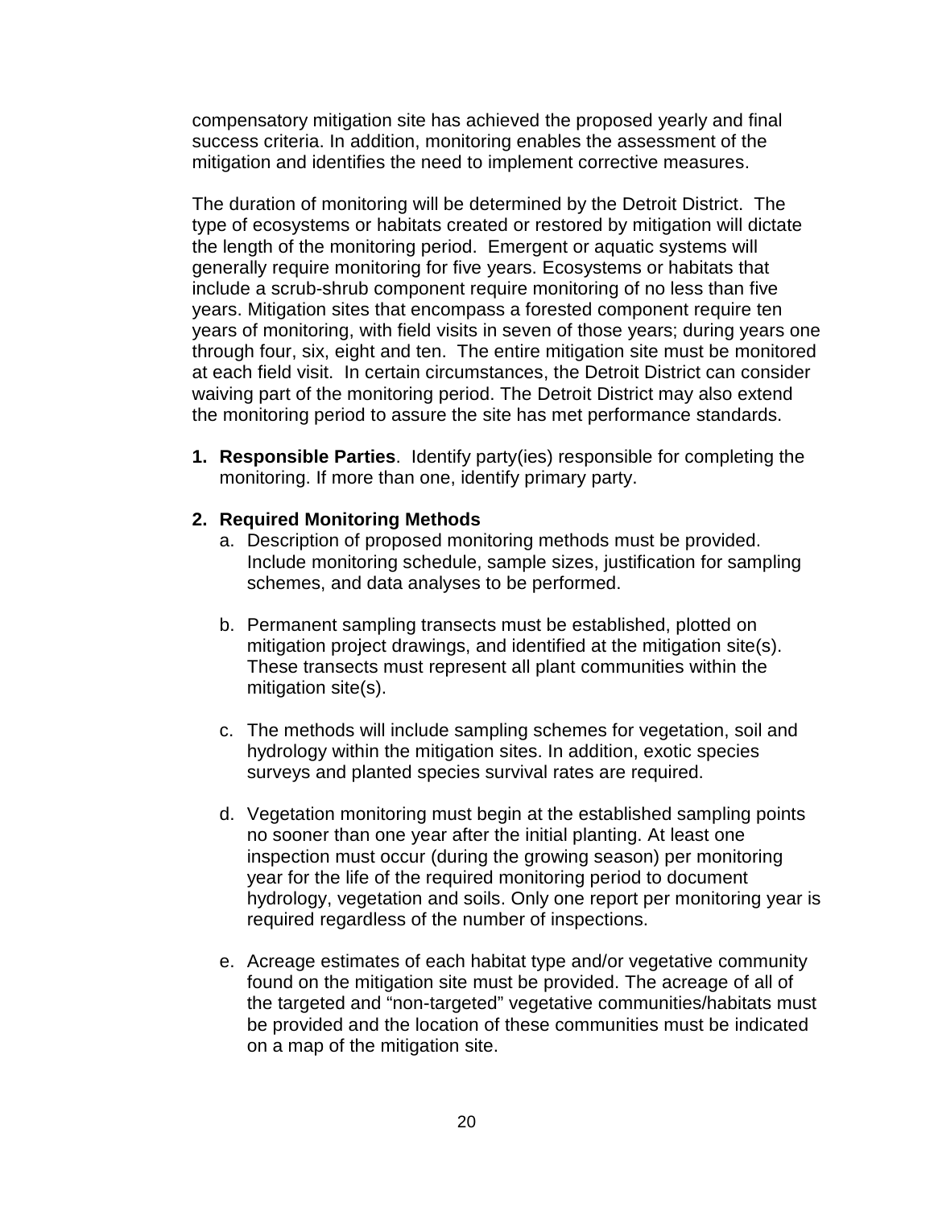compensatory mitigation site has achieved the proposed yearly and final success criteria. In addition, monitoring enables the assessment of the mitigation and identifies the need to implement corrective measures.

The duration of monitoring will be determined by the Detroit District. The type of ecosystems or habitats created or restored by mitigation will dictate the length of the monitoring period. Emergent or aquatic systems will generally require monitoring for five years. Ecosystems or habitats that include a scrub-shrub component require monitoring of no less than five years. Mitigation sites that encompass a forested component require ten years of monitoring, with field visits in seven of those years; during years one through four, six, eight and ten. The entire mitigation site must be monitored at each field visit. In certain circumstances, the Detroit District can consider waiving part of the monitoring period. The Detroit District may also extend the monitoring period to assure the site has met performance standards.

1. **Responsible Parties**. Identify party(ies) responsible for completing the monitoring. If more than one, identify primary party.

2. **Required Monitoring Methods**
   a. Description of proposed monitoring methods must be provided. Include monitoring schedule, sample sizes, justification for sampling schemes, and data analyses to be performed.

   b. Permanent sampling transects must be established, plotted on mitigation project drawings, and identified at the mitigation site(s). These transects must represent all plant communities within the mitigation site(s).

   c. The methods will include sampling schemes for vegetation, soil and hydrology within the mitigation sites. In addition, exotic species surveys and planted species survival rates are required.

   d. Vegetation monitoring must begin at the established sampling points no sooner than one year after the initial planting. At least one inspection must occur (during the growing season) per monitoring year for the life of the required monitoring period to document hydrology, vegetation and soils. Only one report per monitoring year is required regardless of the number of inspections.

   e. Acreage estimates of each habitat type and/or vegetative community found on the mitigation site must be provided. The acreage of all of the targeted and "non-targeted" vegetative communities/habitats must be provided and the location of these communities must be indicated on a map of the mitigation site.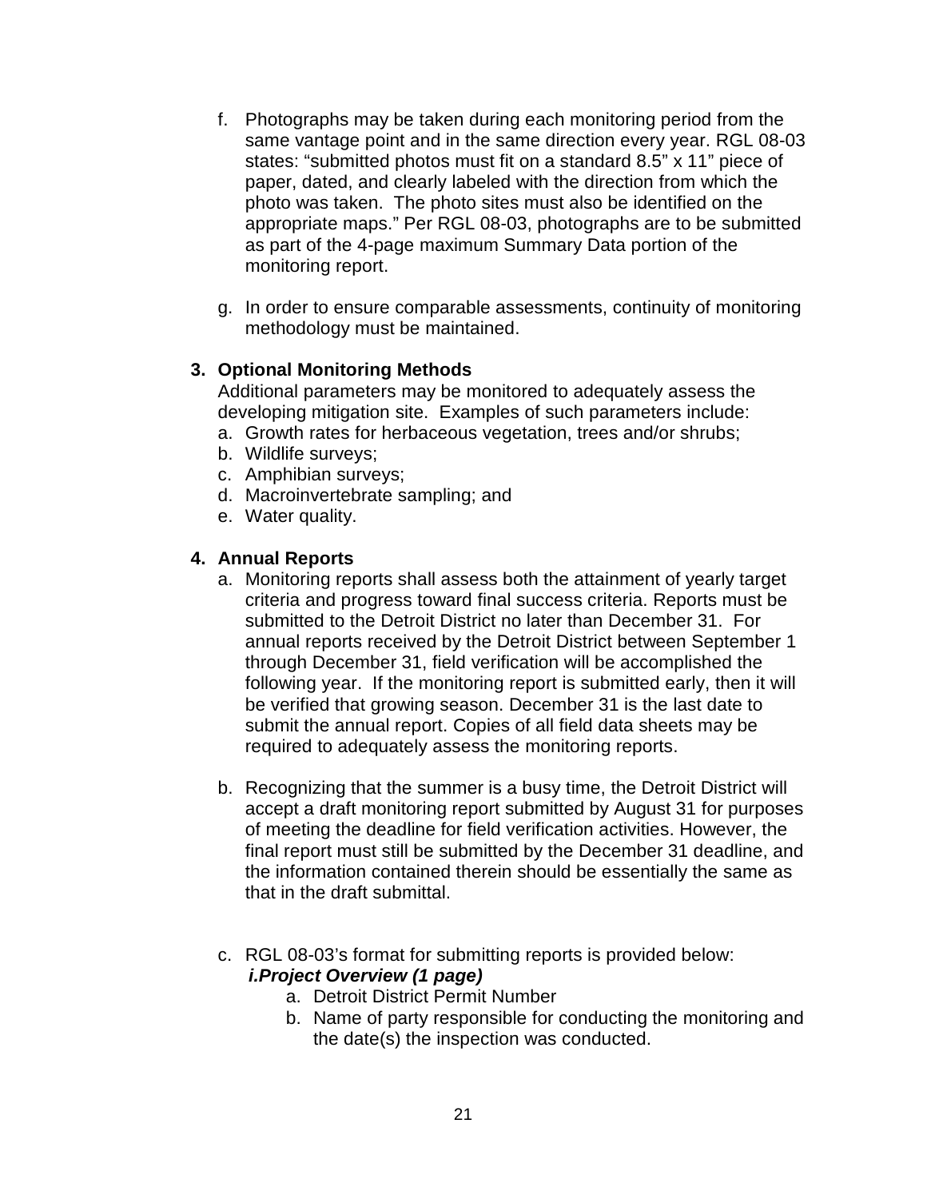f. Photographs may be taken during each monitoring period from the same vantage point and in the same direction every year. RGL 08-03 states: "submitted photos must fit on a standard 8.5" x 11" piece of paper, dated, and clearly labeled with the direction from which the photo was taken. The photo sites must also be identified on the appropriate maps." Per RGL 08-03, photographs are to be submitted as part of the 4-page maximum Summary Data portion of the monitoring report.

g. In order to ensure comparable assessments, continuity of monitoring methodology must be maintained.

**3. Optional Monitoring Methods**

Additional parameters may be monitored to adequately assess the developing mitigation site. Examples of such parameters include:

a. Growth rates for herbaceous vegetation, trees and/or shrubs;
b. Wildlife surveys;
c. Amphibian surveys;
d. Macroinvertebrate sampling; and
e. Water quality.

**4. Annual Reports**

a. Monitoring reports shall assess both the attainment of yearly target criteria and progress toward final success criteria. Reports must be submitted to the Detroit District no later than December 31. For annual reports received by the Detroit District between September 1 through December 31, field verification will be accomplished the following year. If the monitoring report is submitted early, then it will be verified that growing season. December 31 is the last date to submit the annual report. Copies of all field data sheets may be required to adequately assess the monitoring reports.

b. Recognizing that the summer is a busy time, the Detroit District will accept a draft monitoring report submitted by August 31 for purposes of meeting the deadline for field verification activities. However, the final report must still be submitted by the December 31 deadline, and the information contained therein should be essentially the same as that in the draft submittal.

c. RGL 08-03's format for submitting reports is provided below:

***i.Project Overview (1 page)***

a. Detroit District Permit Number
b. Name of party responsible for conducting the monitoring and the date(s) the inspection was conducted.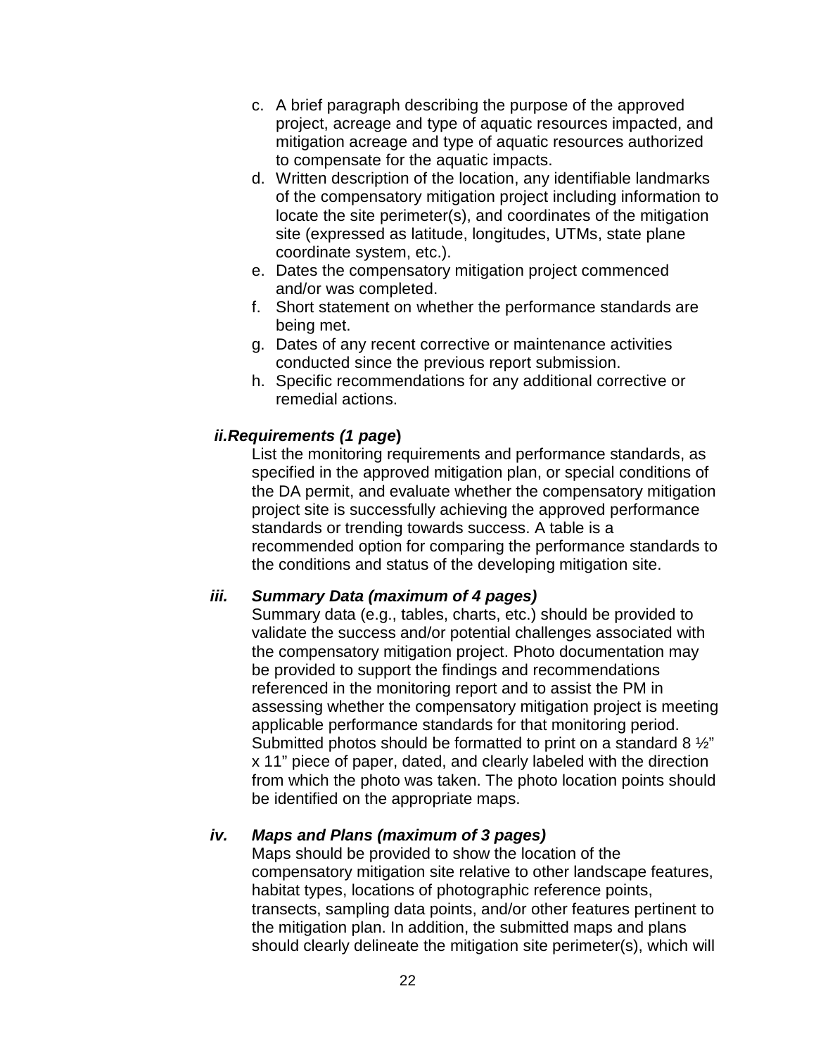c. A brief paragraph describing the purpose of the approved project, acreage and type of aquatic resources impacted, and mitigation acreage and type of aquatic resources authorized to compensate for the aquatic impacts.
d. Written description of the location, any identifiable landmarks of the compensatory mitigation project including information to locate the site perimeter(s), and coordinates of the mitigation site (expressed as latitude, longitudes, UTMs, state plane coordinate system, etc.).
e. Dates the compensatory mitigation project commenced and/or was completed.
f. Short statement on whether the performance standards are being met.
g. Dates of any recent corrective or maintenance activities conducted since the previous report submission.
h. Specific recommendations for any additional corrective or remedial actions.

***ii. Requirements (1 page)***

List the monitoring requirements and performance standards, as specified in the approved mitigation plan, or special conditions of the DA permit, and evaluate whether the compensatory mitigation project site is successfully achieving the approved performance standards or trending towards success. A table is a recommended option for comparing the performance standards to the conditions and status of the developing mitigation site.

***iii. Summary Data (maximum of 4 pages)***

Summary data (e.g., tables, charts, etc.) should be provided to validate the success and/or potential challenges associated with the compensatory mitigation project. Photo documentation may be provided to support the findings and recommendations referenced in the monitoring report and to assist the PM in assessing whether the compensatory mitigation project is meeting applicable performance standards for that monitoring period. Submitted photos should be formatted to print on a standard 8 ½" x 11" piece of paper, dated, and clearly labeled with the direction from which the photo was taken. The photo location points should be identified on the appropriate maps.

***iv. Maps and Plans (maximum of 3 pages)***

Maps should be provided to show the location of the compensatory mitigation site relative to other landscape features, habitat types, locations of photographic reference points, transects, sampling data points, and/or other features pertinent to the mitigation plan. In addition, the submitted maps and plans should clearly delineate the mitigation site perimeter(s), which will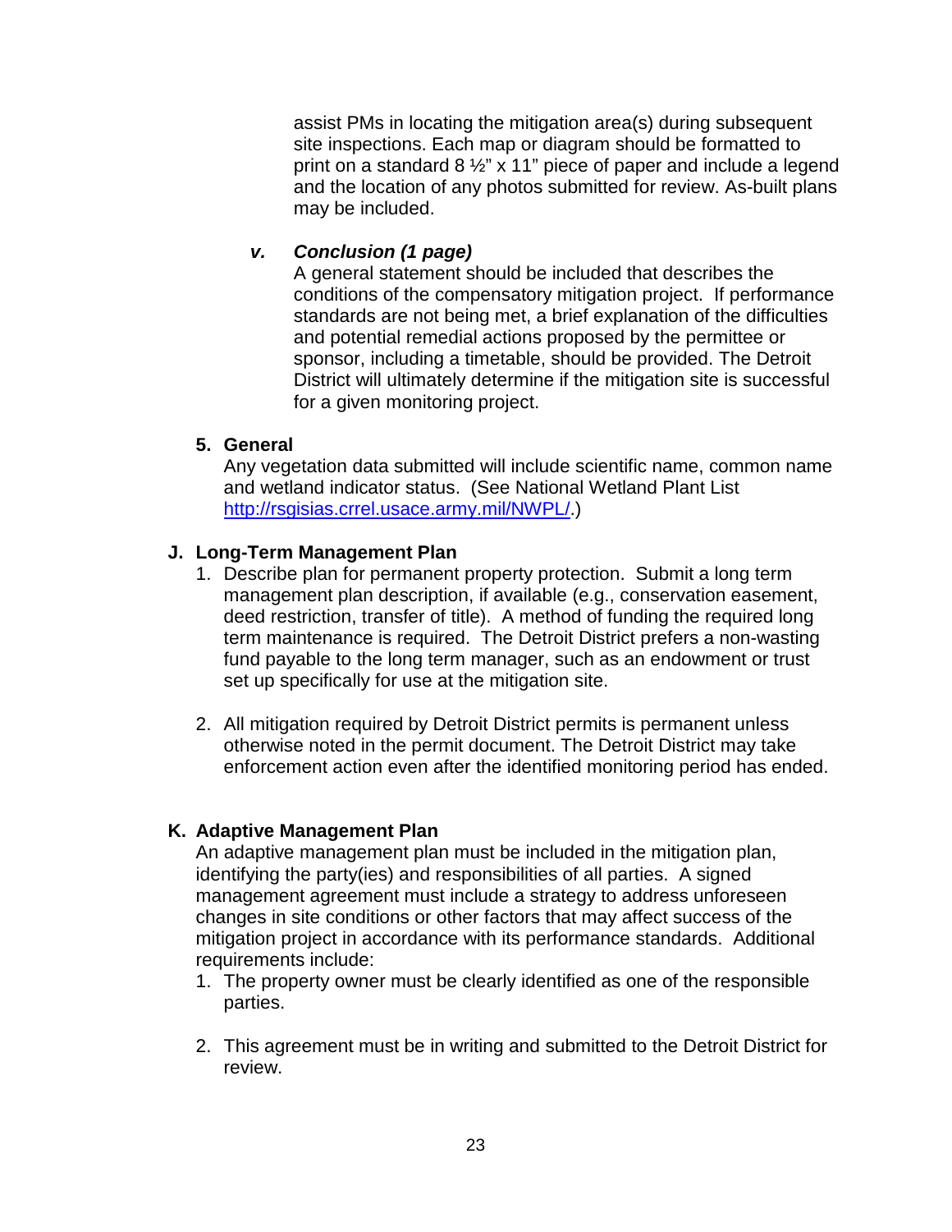assist PMs in locating the mitigation area(s) during subsequent site inspections. Each map or diagram should be formatted to print on a standard 8 ½" x 11" piece of paper and include a legend and the location of any photos submitted for review. As-built plans may be included.

***v. Conclusion (1 page)***

A general statement should be included that describes the conditions of the compensatory mitigation project. If performance standards are not being met, a brief explanation of the difficulties and potential remedial actions proposed by the permittee or sponsor, including a timetable, should be provided. The Detroit District will ultimately determine if the mitigation site is successful for a given monitoring project.

**5. General**

Any vegetation data submitted will include scientific name, common name and wetland indicator status. (See National Wetland Plant List http://rsgisias.crrel.usace.army.mil/NWPL/.)

## J. Long-Term Management Plan

1. Describe plan for permanent property protection. Submit a long term management plan description, if available (e.g., conservation easement, deed restriction, transfer of title). A method of funding the required long term maintenance is required. The Detroit District prefers a non-wasting fund payable to the long term manager, such as an endowment or trust set up specifically for use at the mitigation site.

2. All mitigation required by Detroit District permits is permanent unless otherwise noted in the permit document. The Detroit District may take enforcement action even after the identified monitoring period has ended.

## K. Adaptive Management Plan

An adaptive management plan must be included in the mitigation plan, identifying the party(ies) and responsibilities of all parties. A signed management agreement must include a strategy to address unforeseen changes in site conditions or other factors that may affect success of the mitigation project in accordance with its performance standards. Additional requirements include:

1. The property owner must be clearly identified as one of the responsible parties.

2. This agreement must be in writing and submitted to the Detroit District for review.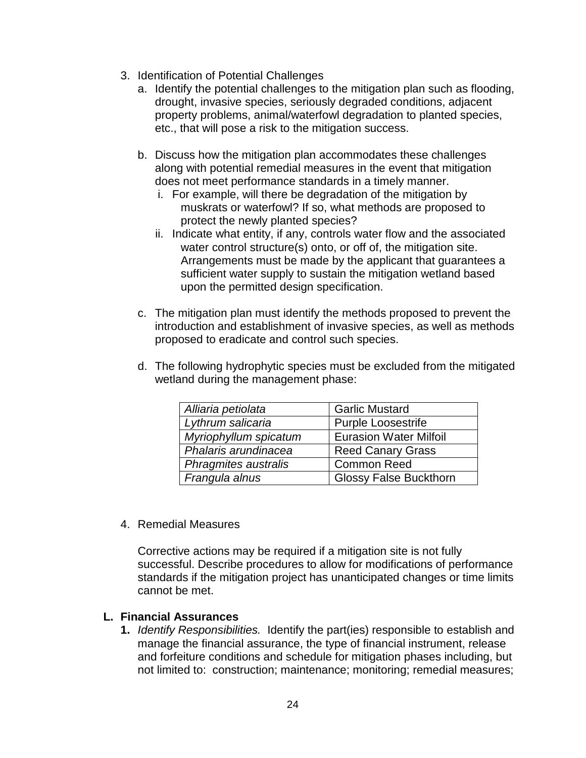3. Identification of Potential Challenges
   a. Identify the potential challenges to the mitigation plan such as flooding, drought, invasive species, seriously degraded conditions, adjacent property problems, animal/waterfowl degradation to planted species, etc., that will pose a risk to the mitigation success.

   b. Discuss how the mitigation plan accommodates these challenges along with potential remedial measures in the event that mitigation does not meet performance standards in a timely manner.
      i. For example, will there be degradation of the mitigation by muskrats or waterfowl? If so, what methods are proposed to protect the newly planted species?
      ii. Indicate what entity, if any, controls water flow and the associated water control structure(s) onto, or off of, the mitigation site. Arrangements must be made by the applicant that guarantees a sufficient water supply to sustain the mitigation wetland based upon the permitted design specification.

   c. The mitigation plan must identify the methods proposed to prevent the introduction and establishment of invasive species, as well as methods proposed to eradicate and control such species.

   d. The following hydrophytic species must be excluded from the mitigated wetland during the management phase:

| | |
|---|---|
| *Alliaria petiolata* | Garlic Mustard |
| *Lythrum salicaria* | Purple Loosestrife |
| *Myriophyllum spicatum* | Eurasion Water Milfoil |
| *Phalaris arundinacea* | Reed Canary Grass |
| *Phragmites australis* | Common Reed |
| *Frangula alnus* | Glossy False Buckthorn |

4. Remedial Measures

   Corrective actions may be required if a mitigation site is not fully successful. Describe procedures to allow for modifications of performance standards if the mitigation project has unanticipated changes or time limits cannot be met.

## L. Financial Assurances

**1.** *Identify Responsibilities.* Identify the part(ies) responsible to establish and manage the financial assurance, the type of financial instrument, release and forfeiture conditions and schedule for mitigation phases including, but not limited to: construction; maintenance; monitoring; remedial measures;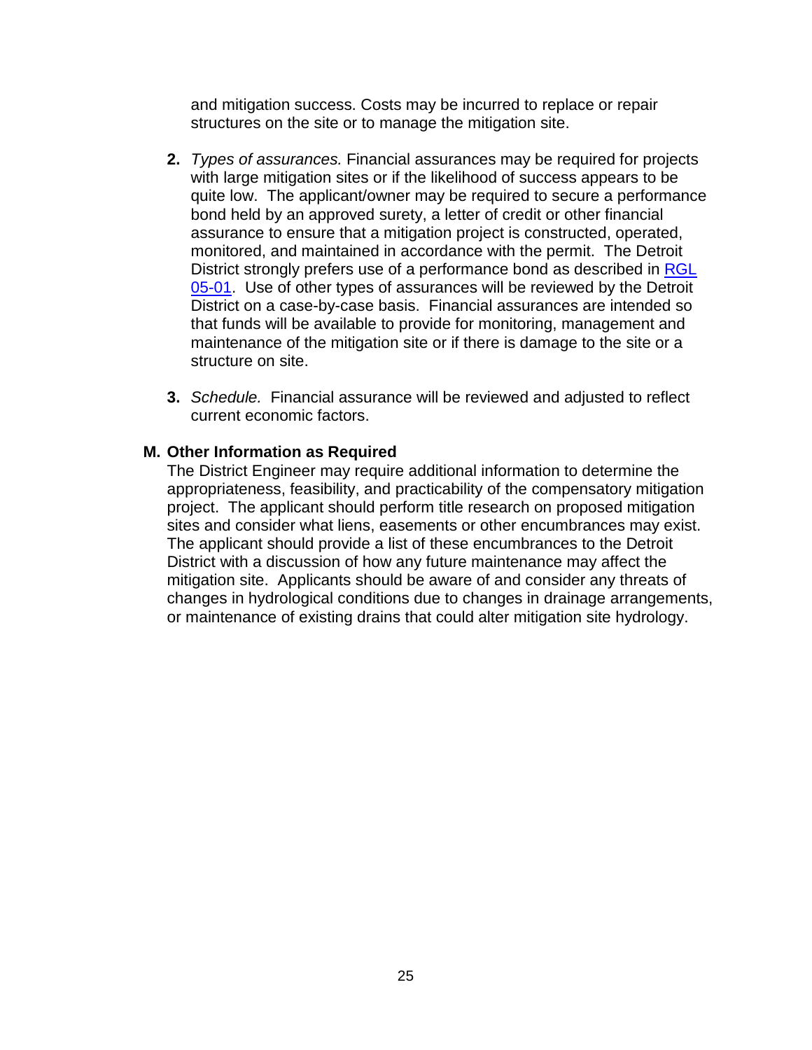and mitigation success. Costs may be incurred to replace or repair structures on the site or to manage the mitigation site.

2. *Types of assurances.* Financial assurances may be required for projects with large mitigation sites or if the likelihood of success appears to be quite low. The applicant/owner may be required to secure a performance bond held by an approved surety, a letter of credit or other financial assurance to ensure that a mitigation project is constructed, operated, monitored, and maintained in accordance with the permit. The Detroit District strongly prefers use of a performance bond as described in RGL 05-01. Use of other types of assurances will be reviewed by the Detroit District on a case-by-case basis. Financial assurances are intended so that funds will be available to provide for monitoring, management and maintenance of the mitigation site or if there is damage to the site or a structure on site.

3. *Schedule.* Financial assurance will be reviewed and adjusted to reflect current economic factors.

**M. Other Information as Required**

The District Engineer may require additional information to determine the appropriateness, feasibility, and practicability of the compensatory mitigation project. The applicant should perform title research on proposed mitigation sites and consider what liens, easements or other encumbrances may exist. The applicant should provide a list of these encumbrances to the Detroit District with a discussion of how any future maintenance may affect the mitigation site. Applicants should be aware of and consider any threats of changes in hydrological conditions due to changes in drainage arrangements, or maintenance of existing drains that could alter mitigation site hydrology.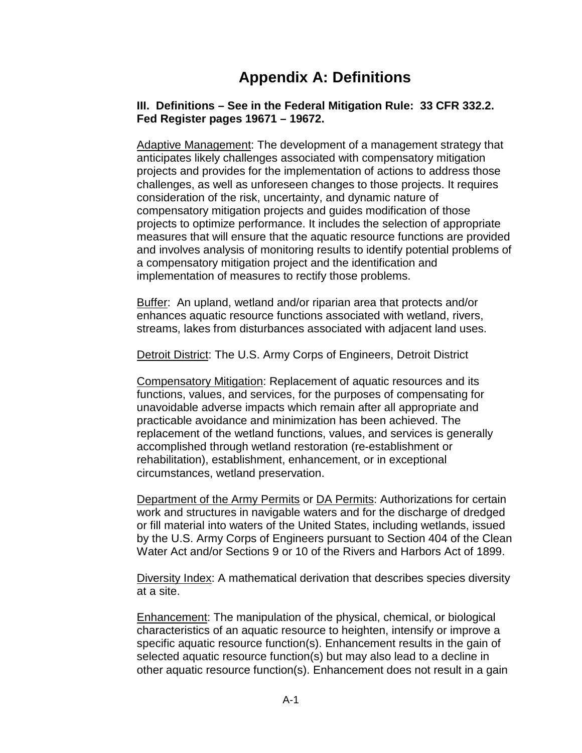# Appendix A: Definitions

**III. Definitions – See in the Federal Mitigation Rule: 33 CFR 332.2. Fed Register pages 19671 – 19672.**

Adaptive Management: The development of a management strategy that anticipates likely challenges associated with compensatory mitigation projects and provides for the implementation of actions to address those challenges, as well as unforeseen changes to those projects. It requires consideration of the risk, uncertainty, and dynamic nature of compensatory mitigation projects and guides modification of those projects to optimize performance. It includes the selection of appropriate measures that will ensure that the aquatic resource functions are provided and involves analysis of monitoring results to identify potential problems of a compensatory mitigation project and the identification and implementation of measures to rectify those problems.

Buffer: An upland, wetland and/or riparian area that protects and/or enhances aquatic resource functions associated with wetland, rivers, streams, lakes from disturbances associated with adjacent land uses.

Detroit District: The U.S. Army Corps of Engineers, Detroit District

Compensatory Mitigation: Replacement of aquatic resources and its functions, values, and services, for the purposes of compensating for unavoidable adverse impacts which remain after all appropriate and practicable avoidance and minimization has been achieved. The replacement of the wetland functions, values, and services is generally accomplished through wetland restoration (re-establishment or rehabilitation), establishment, enhancement, or in exceptional circumstances, wetland preservation.

Department of the Army Permits or DA Permits: Authorizations for certain work and structures in navigable waters and for the discharge of dredged or fill material into waters of the United States, including wetlands, issued by the U.S. Army Corps of Engineers pursuant to Section 404 of the Clean Water Act and/or Sections 9 or 10 of the Rivers and Harbors Act of 1899.

Diversity Index: A mathematical derivation that describes species diversity at a site.

Enhancement: The manipulation of the physical, chemical, or biological characteristics of an aquatic resource to heighten, intensify or improve a specific aquatic resource function(s). Enhancement results in the gain of selected aquatic resource function(s) but may also lead to a decline in other aquatic resource function(s). Enhancement does not result in a gain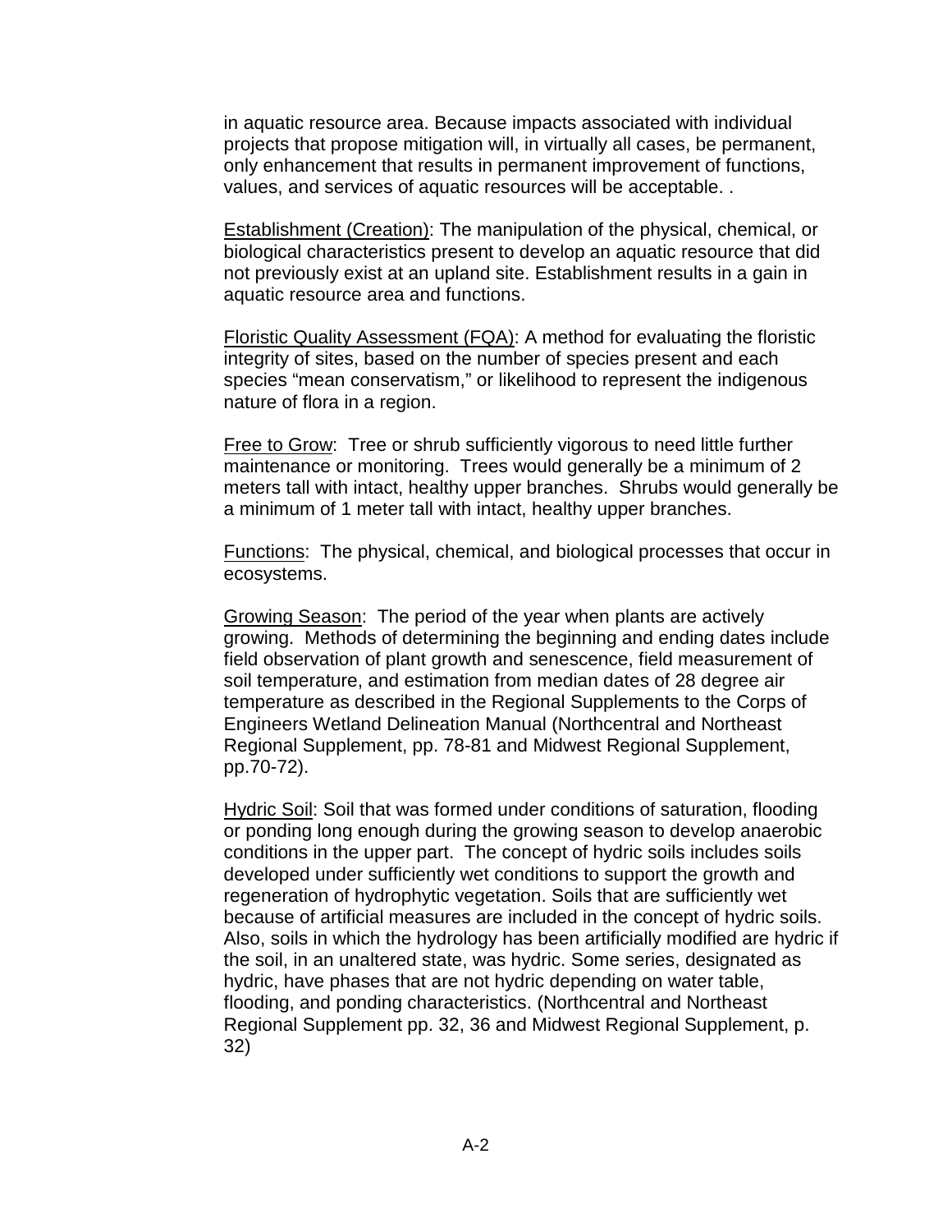in aquatic resource area. Because impacts associated with individual projects that propose mitigation will, in virtually all cases, be permanent, only enhancement that results in permanent improvement of functions, values, and services of aquatic resources will be acceptable. .

Establishment (Creation): The manipulation of the physical, chemical, or biological characteristics present to develop an aquatic resource that did not previously exist at an upland site. Establishment results in a gain in aquatic resource area and functions.

Floristic Quality Assessment (FQA): A method for evaluating the floristic integrity of sites, based on the number of species present and each species "mean conservatism," or likelihood to represent the indigenous nature of flora in a region.

Free to Grow: Tree or shrub sufficiently vigorous to need little further maintenance or monitoring. Trees would generally be a minimum of 2 meters tall with intact, healthy upper branches. Shrubs would generally be a minimum of 1 meter tall with intact, healthy upper branches.

Functions: The physical, chemical, and biological processes that occur in ecosystems.

Growing Season: The period of the year when plants are actively growing. Methods of determining the beginning and ending dates include field observation of plant growth and senescence, field measurement of soil temperature, and estimation from median dates of 28 degree air temperature as described in the Regional Supplements to the Corps of Engineers Wetland Delineation Manual (Northcentral and Northeast Regional Supplement, pp. 78-81 and Midwest Regional Supplement, pp.70-72).

Hydric Soil: Soil that was formed under conditions of saturation, flooding or ponding long enough during the growing season to develop anaerobic conditions in the upper part. The concept of hydric soils includes soils developed under sufficiently wet conditions to support the growth and regeneration of hydrophytic vegetation. Soils that are sufficiently wet because of artificial measures are included in the concept of hydric soils. Also, soils in which the hydrology has been artificially modified are hydric if the soil, in an unaltered state, was hydric. Some series, designated as hydric, have phases that are not hydric depending on water table, flooding, and ponding characteristics. (Northcentral and Northeast Regional Supplement pp. 32, 36 and Midwest Regional Supplement, p. 32)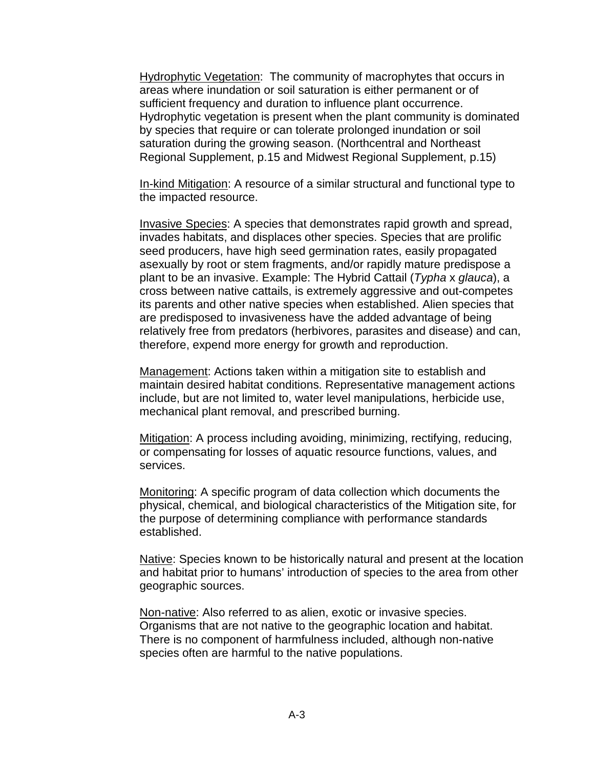<u>Hydrophytic Vegetation</u>: The community of macrophytes that occurs in areas where inundation or soil saturation is either permanent or of sufficient frequency and duration to influence plant occurrence. Hydrophytic vegetation is present when the plant community is dominated by species that require or can tolerate prolonged inundation or soil saturation during the growing season. (Northcentral and Northeast Regional Supplement, p.15 and Midwest Regional Supplement, p.15)

<u>In-kind Mitigation</u>: A resource of a similar structural and functional type to the impacted resource.

<u>Invasive Species</u>: A species that demonstrates rapid growth and spread, invades habitats, and displaces other species. Species that are prolific seed producers, have high seed germination rates, easily propagated asexually by root or stem fragments, and/or rapidly mature predispose a plant to be an invasive. Example: The Hybrid Cattail (*Typha* x *glauca*), a cross between native cattails, is extremely aggressive and out-competes its parents and other native species when established. Alien species that are predisposed to invasiveness have the added advantage of being relatively free from predators (herbivores, parasites and disease) and can, therefore, expend more energy for growth and reproduction.

<u>Management</u>: Actions taken within a mitigation site to establish and maintain desired habitat conditions. Representative management actions include, but are not limited to, water level manipulations, herbicide use, mechanical plant removal, and prescribed burning.

<u>Mitigation</u>: A process including avoiding, minimizing, rectifying, reducing, or compensating for losses of aquatic resource functions, values, and services.

<u>Monitoring</u>: A specific program of data collection which documents the physical, chemical, and biological characteristics of the Mitigation site, for the purpose of determining compliance with performance standards established.

<u>Native</u>: Species known to be historically natural and present at the location and habitat prior to humans' introduction of species to the area from other geographic sources.

<u>Non-native</u>: Also referred to as alien, exotic or invasive species. Organisms that are not native to the geographic location and habitat. There is no component of harmfulness included, although non-native species often are harmful to the native populations.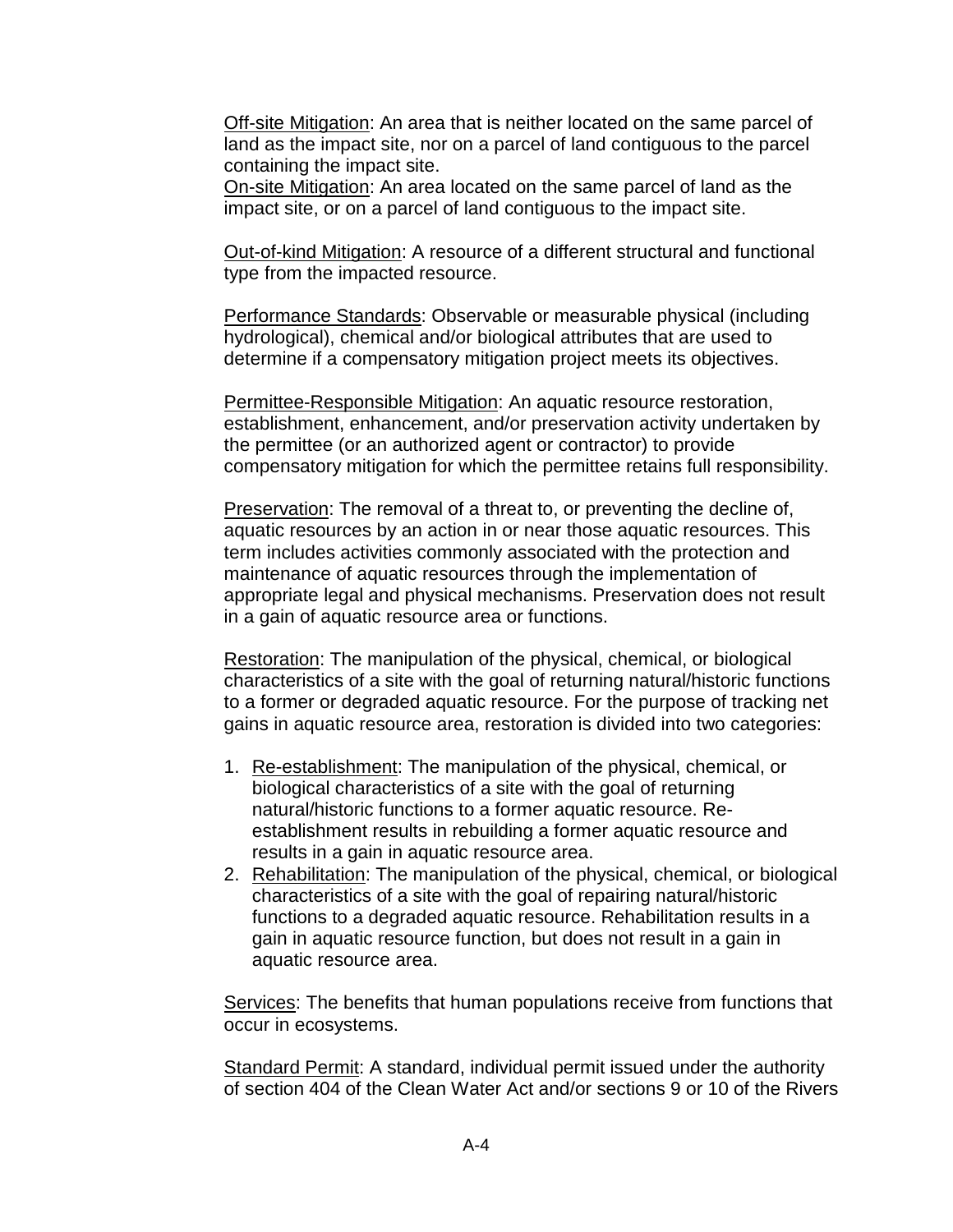Off-site Mitigation: An area that is neither located on the same parcel of land as the impact site, nor on a parcel of land contiguous to the parcel containing the impact site.
On-site Mitigation: An area located on the same parcel of land as the impact site, or on a parcel of land contiguous to the impact site.

Out-of-kind Mitigation: A resource of a different structural and functional type from the impacted resource.

Performance Standards: Observable or measurable physical (including hydrological), chemical and/or biological attributes that are used to determine if a compensatory mitigation project meets its objectives.

Permittee-Responsible Mitigation: An aquatic resource restoration, establishment, enhancement, and/or preservation activity undertaken by the permittee (or an authorized agent or contractor) to provide compensatory mitigation for which the permittee retains full responsibility.

Preservation: The removal of a threat to, or preventing the decline of, aquatic resources by an action in or near those aquatic resources. This term includes activities commonly associated with the protection and maintenance of aquatic resources through the implementation of appropriate legal and physical mechanisms. Preservation does not result in a gain of aquatic resource area or functions.

Restoration: The manipulation of the physical, chemical, or biological characteristics of a site with the goal of returning natural/historic functions to a former or degraded aquatic resource. For the purpose of tracking net gains in aquatic resource area, restoration is divided into two categories:

1. Re-establishment: The manipulation of the physical, chemical, or biological characteristics of a site with the goal of returning natural/historic functions to a former aquatic resource. Re-establishment results in rebuilding a former aquatic resource and results in a gain in aquatic resource area.
2. Rehabilitation: The manipulation of the physical, chemical, or biological characteristics of a site with the goal of repairing natural/historic functions to a degraded aquatic resource. Rehabilitation results in a gain in aquatic resource function, but does not result in a gain in aquatic resource area.

Services: The benefits that human populations receive from functions that occur in ecosystems.

Standard Permit: A standard, individual permit issued under the authority of section 404 of the Clean Water Act and/or sections 9 or 10 of the Rivers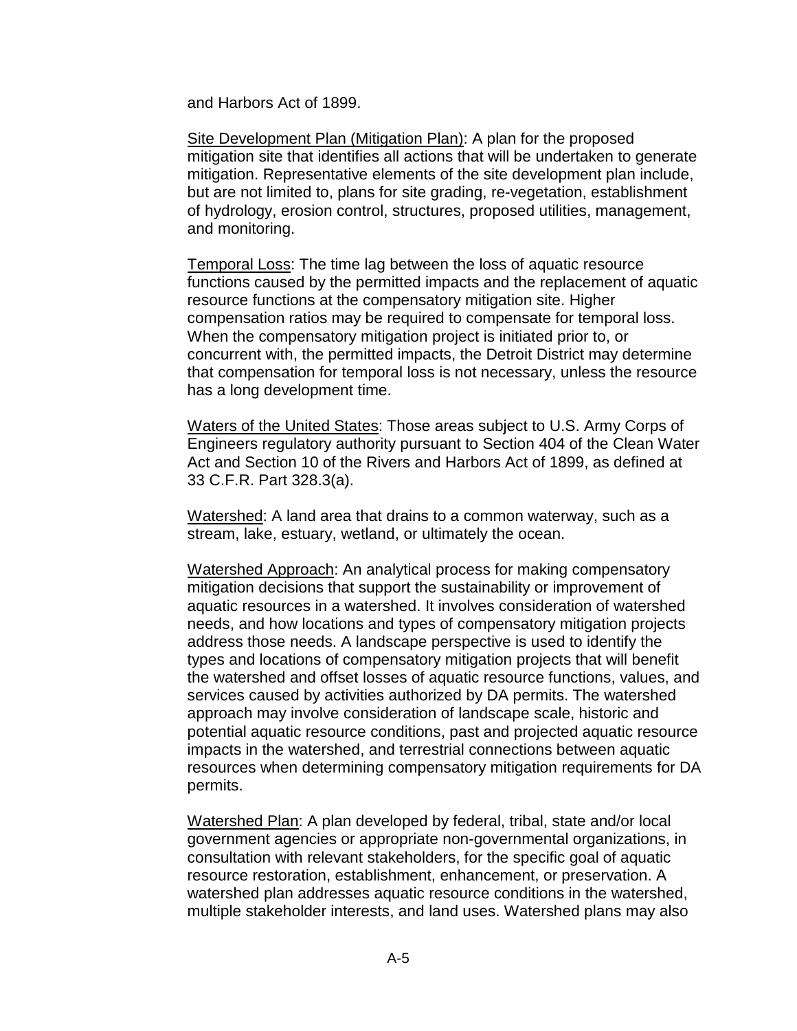and Harbors Act of 1899.

Site Development Plan (Mitigation Plan): A plan for the proposed mitigation site that identifies all actions that will be undertaken to generate mitigation. Representative elements of the site development plan include, but are not limited to, plans for site grading, re-vegetation, establishment of hydrology, erosion control, structures, proposed utilities, management, and monitoring.

Temporal Loss: The time lag between the loss of aquatic resource functions caused by the permitted impacts and the replacement of aquatic resource functions at the compensatory mitigation site. Higher compensation ratios may be required to compensate for temporal loss. When the compensatory mitigation project is initiated prior to, or concurrent with, the permitted impacts, the Detroit District may determine that compensation for temporal loss is not necessary, unless the resource has a long development time.

Waters of the United States: Those areas subject to U.S. Army Corps of Engineers regulatory authority pursuant to Section 404 of the Clean Water Act and Section 10 of the Rivers and Harbors Act of 1899, as defined at 33 C.F.R. Part 328.3(a).

Watershed: A land area that drains to a common waterway, such as a stream, lake, estuary, wetland, or ultimately the ocean.

Watershed Approach: An analytical process for making compensatory mitigation decisions that support the sustainability or improvement of aquatic resources in a watershed. It involves consideration of watershed needs, and how locations and types of compensatory mitigation projects address those needs. A landscape perspective is used to identify the types and locations of compensatory mitigation projects that will benefit the watershed and offset losses of aquatic resource functions, values, and services caused by activities authorized by DA permits. The watershed approach may involve consideration of landscape scale, historic and potential aquatic resource conditions, past and projected aquatic resource impacts in the watershed, and terrestrial connections between aquatic resources when determining compensatory mitigation requirements for DA permits.

Watershed Plan: A plan developed by federal, tribal, state and/or local government agencies or appropriate non-governmental organizations, in consultation with relevant stakeholders, for the specific goal of aquatic resource restoration, establishment, enhancement, or preservation. A watershed plan addresses aquatic resource conditions in the watershed, multiple stakeholder interests, and land uses. Watershed plans may also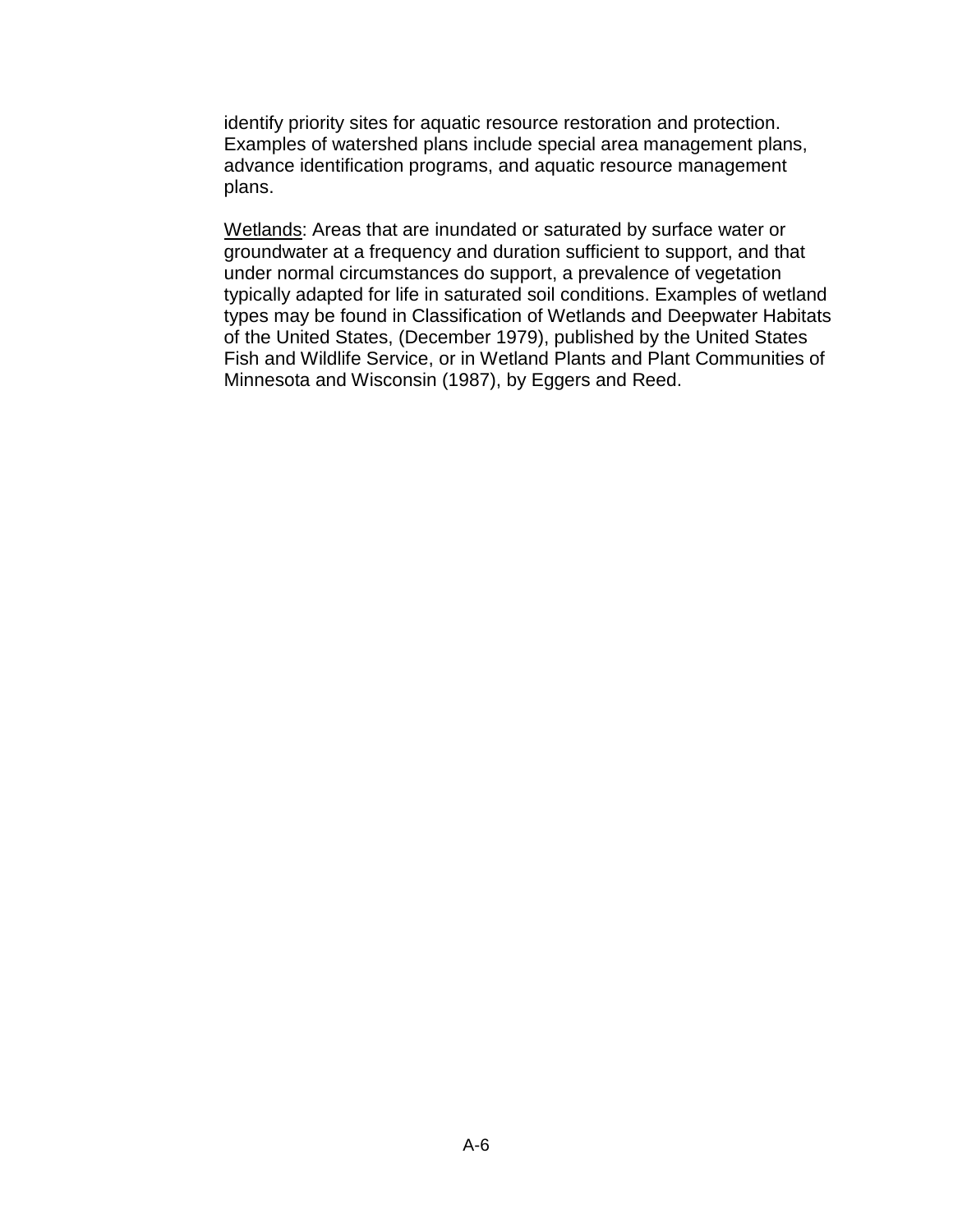identify priority sites for aquatic resource restoration and protection. Examples of watershed plans include special area management plans, advance identification programs, and aquatic resource management plans.

<u>Wetlands</u>: Areas that are inundated or saturated by surface water or groundwater at a frequency and duration sufficient to support, and that under normal circumstances do support, a prevalence of vegetation typically adapted for life in saturated soil conditions. Examples of wetland types may be found in Classification of Wetlands and Deepwater Habitats of the United States, (December 1979), published by the United States Fish and Wildlife Service, or in Wetland Plants and Plant Communities of Minnesota and Wisconsin (1987), by Eggers and Reed.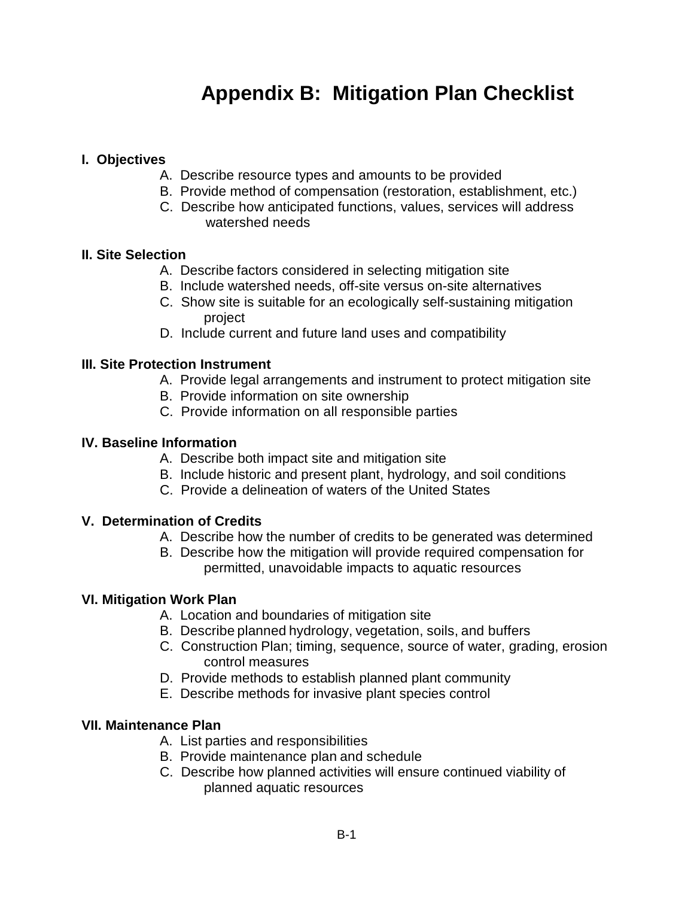# Appendix B: Mitigation Plan Checklist

**I. Objectives**

A. Describe resource types and amounts to be provided
B. Provide method of compensation (restoration, establishment, etc.)
C. Describe how anticipated functions, values, services will address watershed needs

**II. Site Selection**

A. Describe factors considered in selecting mitigation site
B. Include watershed needs, off-site versus on-site alternatives
C. Show site is suitable for an ecologically self-sustaining mitigation project
D. Include current and future land uses and compatibility

**III. Site Protection Instrument**

A. Provide legal arrangements and instrument to protect mitigation site
B. Provide information on site ownership
C. Provide information on all responsible parties

**IV. Baseline Information**

A. Describe both impact site and mitigation site
B. Include historic and present plant, hydrology, and soil conditions
C. Provide a delineation of waters of the United States

**V. Determination of Credits**

A. Describe how the number of credits to be generated was determined
B. Describe how the mitigation will provide required compensation for permitted, unavoidable impacts to aquatic resources

**VI. Mitigation Work Plan**

A. Location and boundaries of mitigation site
B. Describe planned hydrology, vegetation, soils, and buffers
C. Construction Plan; timing, sequence, source of water, grading, erosion control measures
D. Provide methods to establish planned plant community
E. Describe methods for invasive plant species control

**VII. Maintenance Plan**

A. List parties and responsibilities
B. Provide maintenance plan and schedule
C. Describe how planned activities will ensure continued viability of planned aquatic resources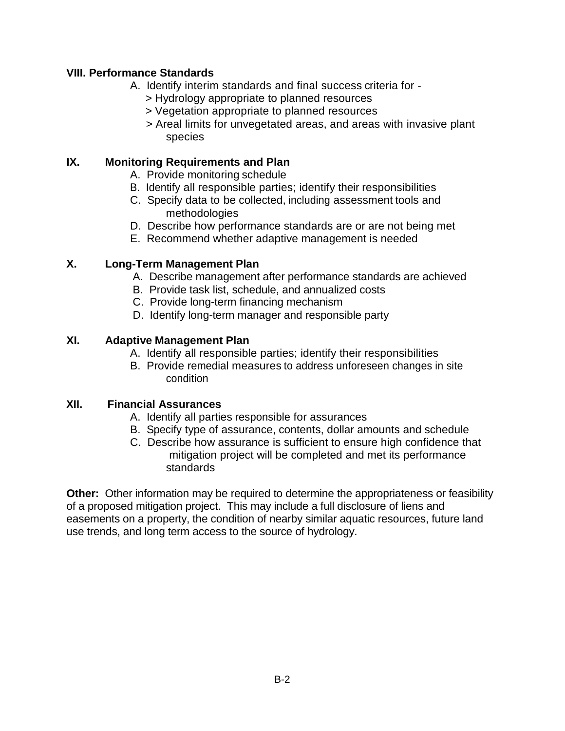### VIII. Performance Standards

A. Identify interim standards and final success criteria for -
   - > Hydrology appropriate to planned resources
   - > Vegetation appropriate to planned resources
   - > Areal limits for unvegetated areas, and areas with invasive plant species

### IX. Monitoring Requirements and Plan

A. Provide monitoring schedule
B. Identify all responsible parties; identify their responsibilities
C. Specify data to be collected, including assessment tools and methodologies
D. Describe how performance standards are or are not being met
E. Recommend whether adaptive management is needed

### X. Long-Term Management Plan

A. Describe management after performance standards are achieved
B. Provide task list, schedule, and annualized costs
C. Provide long-term financing mechanism
D. Identify long-term manager and responsible party

### XI. Adaptive Management Plan

A. Identify all responsible parties; identify their responsibilities
B. Provide remedial measures to address unforeseen changes in site condition

### XII. Financial Assurances

A. Identify all parties responsible for assurances
B. Specify type of assurance, contents, dollar amounts and schedule
C. Describe how assurance is sufficient to ensure high confidence that mitigation project will be completed and met its performance standards

**Other:** Other information may be required to determine the appropriateness or feasibility of a proposed mitigation project. This may include a full disclosure of liens and easements on a property, the condition of nearby similar aquatic resources, future land use trends, and long term access to the source of hydrology.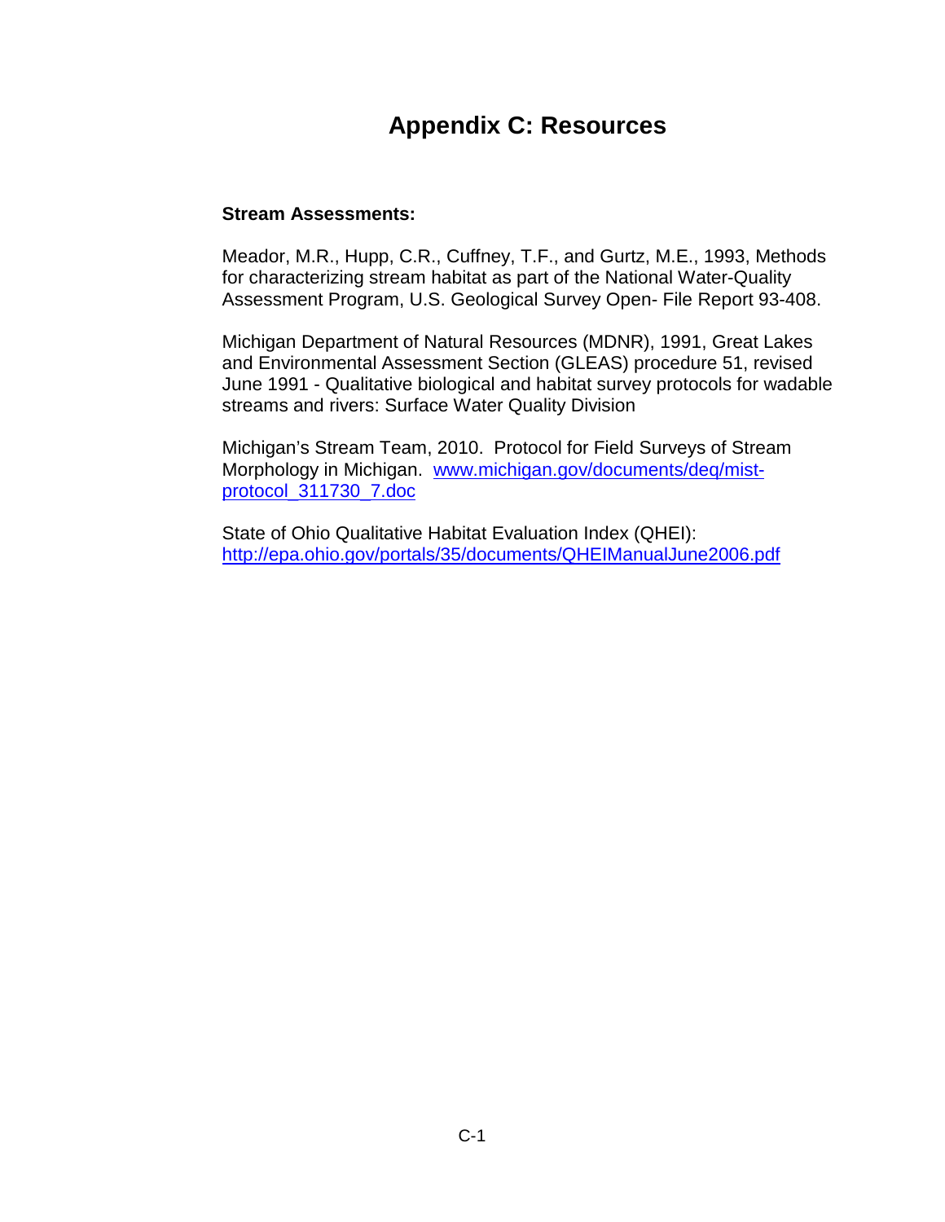# Appendix C: Resources

**Stream Assessments:**

Meador, M.R., Hupp, C.R., Cuffney, T.F., and Gurtz, M.E., 1993, Methods for characterizing stream habitat as part of the National Water-Quality Assessment Program, U.S. Geological Survey Open- File Report 93-408.

Michigan Department of Natural Resources (MDNR), 1991, Great Lakes and Environmental Assessment Section (GLEAS) procedure 51, revised June 1991 - Qualitative biological and habitat survey protocols for wadable streams and rivers: Surface Water Quality Division

Michigan's Stream Team, 2010. Protocol for Field Surveys of Stream Morphology in Michigan. [www.michigan.gov/documents/deq/mist-protocol_311730_7.doc](www.michigan.gov/documents/deq/mist-protocol_311730_7.doc)

State of Ohio Qualitative Habitat Evaluation Index (QHEI): [http://epa.ohio.gov/portals/35/documents/QHEIManualJune2006.pdf](http://epa.ohio.gov/portals/35/documents/QHEIManualJune2006.pdf)